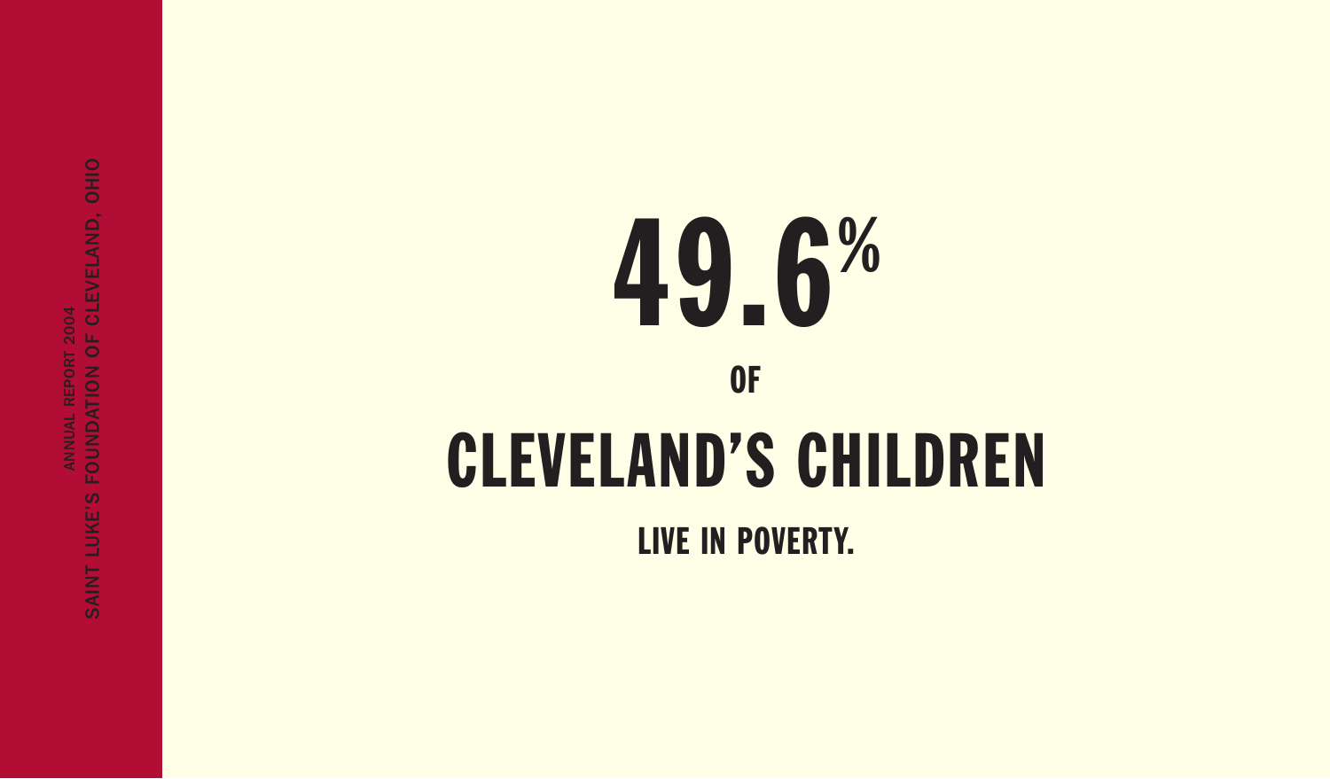SAINT LUKE'S FOUNDATION OF CLEVELAND, OHIO

ANNUAL REPORT 2004

# 49.6%

OF

# CLEVELAND'S CHILDREN

LIVE IN POVERTY.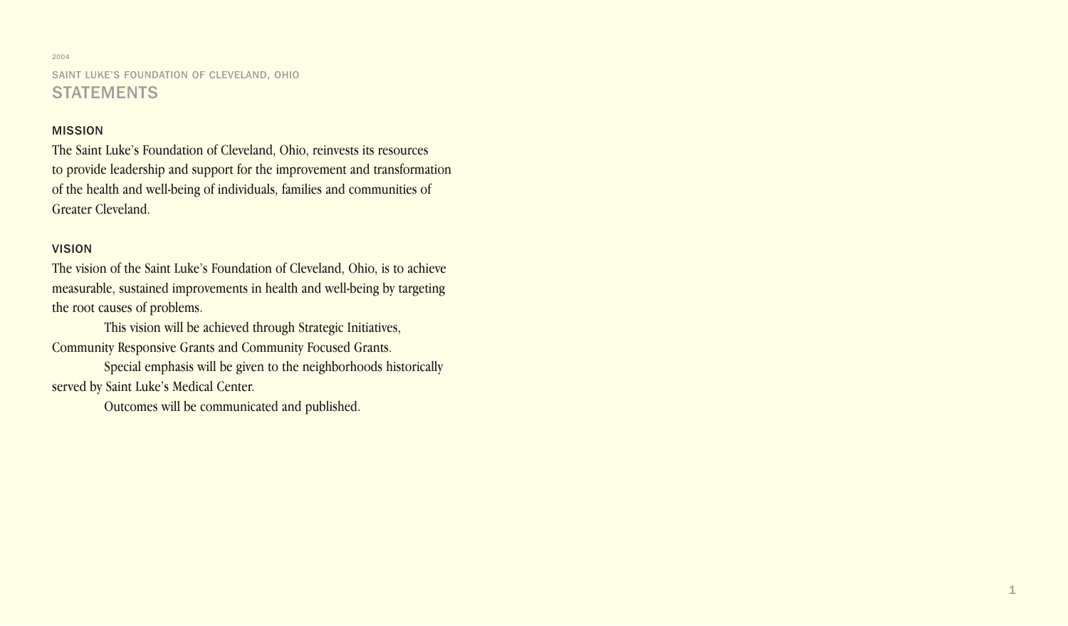2004

SAINT LUKE'S FOUNDATION OF CLEVELAND, OHIO

# STATEMENTS

## MISSION

The Saint Luke's Foundation of Cleveland, Ohio, reinvests its resources to provide leadership and support for the improvement and transformation of the health and well-being of individuals, families and communities of Greater Cleveland.

## VISION

The vision of the Saint Luke's Foundation of Cleveland, Ohio, is to achieve measurable, sustained improvements in health and well-being by targeting the root causes of problems.

This vision will be achieved through Strategic Initiatives, Community Responsive Grants and Community Focused Grants.

Special emphasis will be given to the neighborhoods historically served by Saint Luke's Medical Center.

Outcomes will be communicated and published.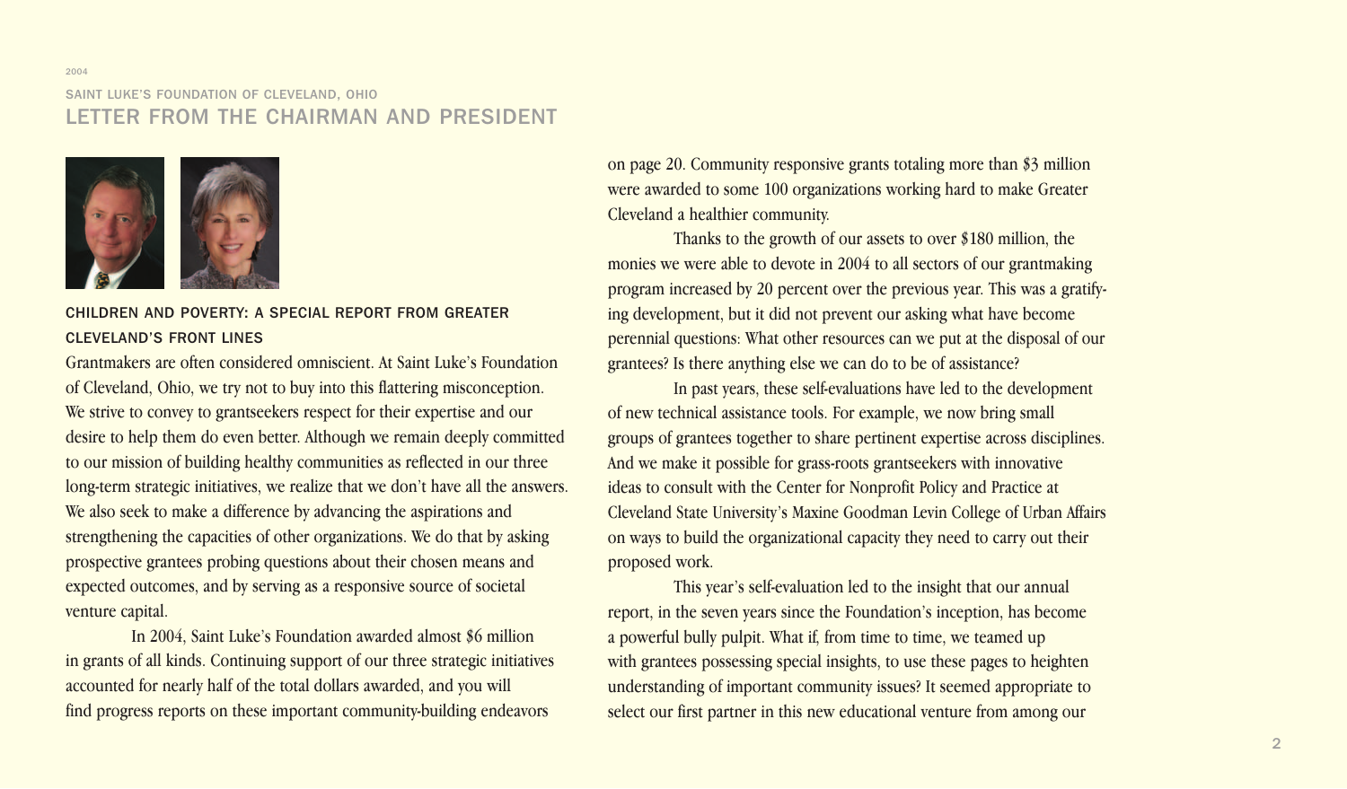2004

SAINT LUKE'S FOUNDATION OF CLEVELAND, OHIO

# LETTER FROM THE CHAIRMAN AND PRESIDENT

## CHILDREN AND POVERTY: A SPECIAL REPORT FROM GREATER CLEVELAND'S FRONT LINES

Grantmakers are often considered omniscient. At Saint Luke's Foundation of Cleveland, Ohio, we try not to buy into this flattering misconception. We strive to convey to grantseekers respect for their expertise and our desire to help them do even better. Although we remain deeply committed to our mission of building healthy communities as reflected in our three long-term strategic initiatives, we realize that we don't have all the answers. We also seek to make a difference by advancing the aspirations and strengthening the capacities of other organizations. We do that by asking prospective grantees probing questions about their chosen means and expected outcomes, and by serving as a responsive source of societal venture capital.

In 2004, Saint Luke's Foundation awarded almost $6 million in grants of all kinds. Continuing support of our three strategic initiatives accounted for nearly half of the total dollars awarded, and you will find progress reports on these important community-building endeavors on page 20. Community responsive grants totaling more than $3 million were awarded to some 100 organizations working hard to make Greater Cleveland a healthier community.

Thanks to the growth of our assets to over $180 million, the monies we were able to devote in 2004 to all sectors of our grantmaking program increased by 20 percent over the previous year. This was a gratifying development, but it did not prevent our asking what have become perennial questions: What other resources can we put at the disposal of our grantees? Is there anything else we can do to be of assistance?

In past years, these self-evaluations have led to the development of new technical assistance tools. For example, we now bring small groups of grantees together to share pertinent expertise across disciplines. And we make it possible for grass-roots grantseekers with innovative ideas to consult with the Center for Nonprofit Policy and Practice at Cleveland State University's Maxine Goodman Levin College of Urban Affairs on ways to build the organizational capacity they need to carry out their proposed work.

This year's self-evaluation led to the insight that our annual report, in the seven years since the Foundation's inception, has become a powerful bully pulpit. What if, from time to time, we teamed up with grantees possessing special insights, to use these pages to heighten understanding of important community issues? It seemed appropriate to select our first partner in this new educational venture from among our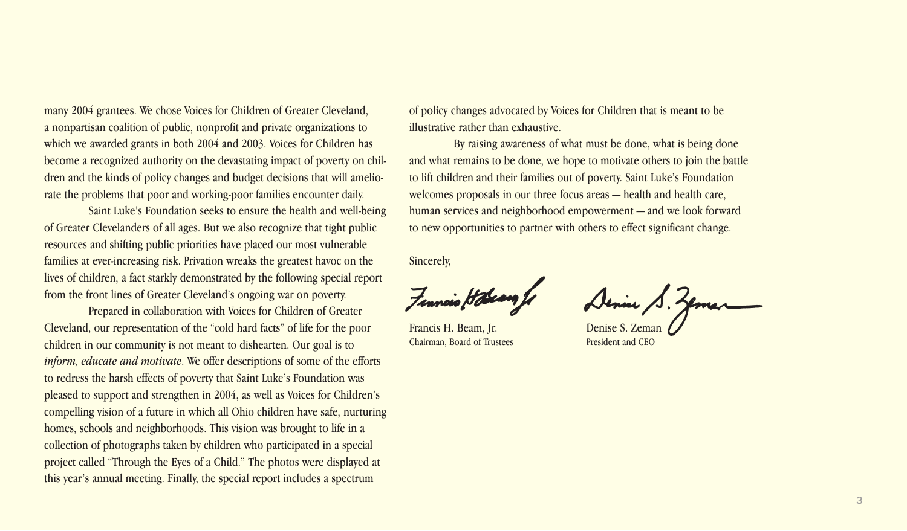many 2004 grantees. We chose Voices for Children of Greater Cleveland, a nonpartisan coalition of public, nonprofit and private organizations to which we awarded grants in both 2004 and 2003. Voices for Children has become a recognized authority on the devastating impact of poverty on children and the kinds of policy changes and budget decisions that will ameliorate the problems that poor and working-poor families encounter daily.

Saint Luke's Foundation seeks to ensure the health and well-being of Greater Clevelanders of all ages. But we also recognize that tight public resources and shifting public priorities have placed our most vulnerable families at ever-increasing risk. Privation wreaks the greatest havoc on the lives of children, a fact starkly demonstrated by the following special report from the front lines of Greater Cleveland's ongoing war on poverty.

Prepared in collaboration with Voices for Children of Greater Cleveland, our representation of the "cold hard facts" of life for the poor children in our community is not meant to dishearten. Our goal is to *inform, educate and motivate*. We offer descriptions of some of the efforts to redress the harsh effects of poverty that Saint Luke's Foundation was pleased to support and strengthen in 2004, as well as Voices for Children's compelling vision of a future in which all Ohio children have safe, nurturing homes, schools and neighborhoods. This vision was brought to life in a collection of photographs taken by children who participated in a special project called "Through the Eyes of a Child." The photos were displayed at this year's annual meeting. Finally, the special report includes a spectrum of policy changes advocated by Voices for Children that is meant to be illustrative rather than exhaustive.

By raising awareness of what must be done, what is being done and what remains to be done, we hope to motivate others to join the battle to lift children and their families out of poverty. Saint Luke's Foundation welcomes proposals in our three focus areas — health and health care, human services and neighborhood empowerment — and we look forward to new opportunities to partner with others to effect significant change.

Sincerely,

Francis H. Beam, Jr.
Chairman, Board of Trustees

Denise S. Zeman
President and CEO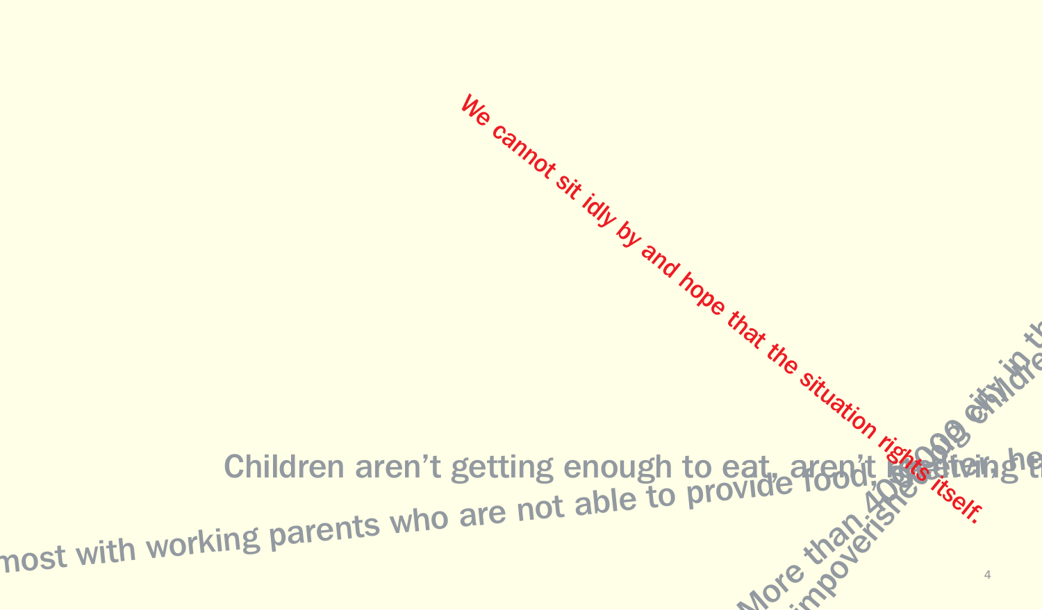We cannot sit idly by and hope that the situation rights itself.

Children aren't getting enough to eat, aren't getting he

most with working parents who are not able to provide food, shelter, he

More than 400,000 children

impoverished city in th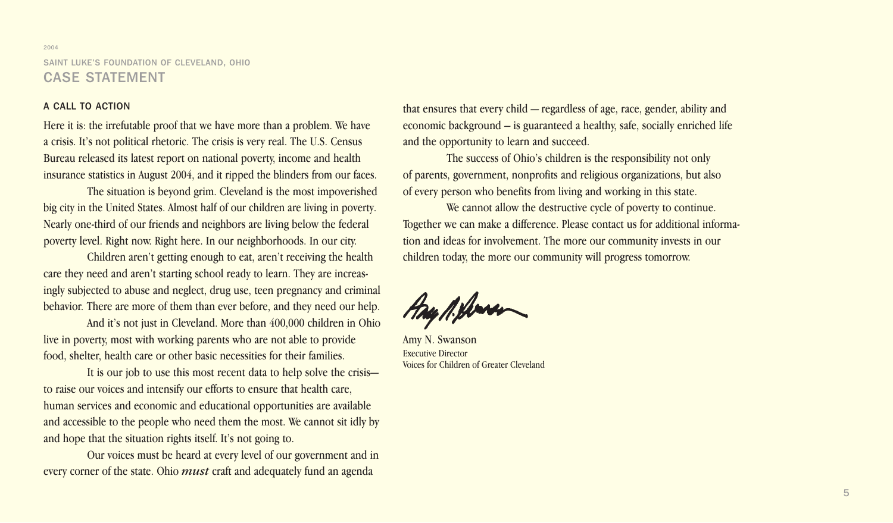2004

SAINT LUKE'S FOUNDATION OF CLEVELAND, OHIO

# CASE STATEMENT

## A CALL TO ACTION

Here it is: the irrefutable proof that we have more than a problem. We have a crisis. It's not political rhetoric. The crisis is very real. The U.S. Census Bureau released its latest report on national poverty, income and health insurance statistics in August 2004, and it ripped the blinders from our faces.

The situation is beyond grim. Cleveland is the most impoverished big city in the United States. Almost half of our children are living in poverty. Nearly one-third of our friends and neighbors are living below the federal poverty level. Right now. Right here. In our neighborhoods. In our city.

Children aren't getting enough to eat, aren't receiving the health care they need and aren't starting school ready to learn. They are increasingly subjected to abuse and neglect, drug use, teen pregnancy and criminal behavior. There are more of them than ever before, and they need our help.

And it's not just in Cleveland. More than 400,000 children in Ohio live in poverty, most with working parents who are not able to provide food, shelter, health care or other basic necessities for their families.

It is our job to use this most recent data to help solve the crisis— to raise our voices and intensify our efforts to ensure that health care, human services and economic and educational opportunities are available and accessible to the people who need them the most. We cannot sit idly by and hope that the situation rights itself. It's not going to.

Our voices must be heard at every level of our government and in every corner of the state. Ohio ***must*** craft and adequately fund an agenda that ensures that every child — regardless of age, race, gender, ability and economic background – is guaranteed a healthy, safe, socially enriched life and the opportunity to learn and succeed.

The success of Ohio's children is the responsibility not only of parents, government, nonprofits and religious organizations, but also of every person who benefits from living and working in this state.

We cannot allow the destructive cycle of poverty to continue. Together we can make a difference. Please contact us for additional information and ideas for involvement. The more our community invests in our children today, the more our community will progress tomorrow.

Amy N. Swanson
Executive Director
Voices for Children of Greater Cleveland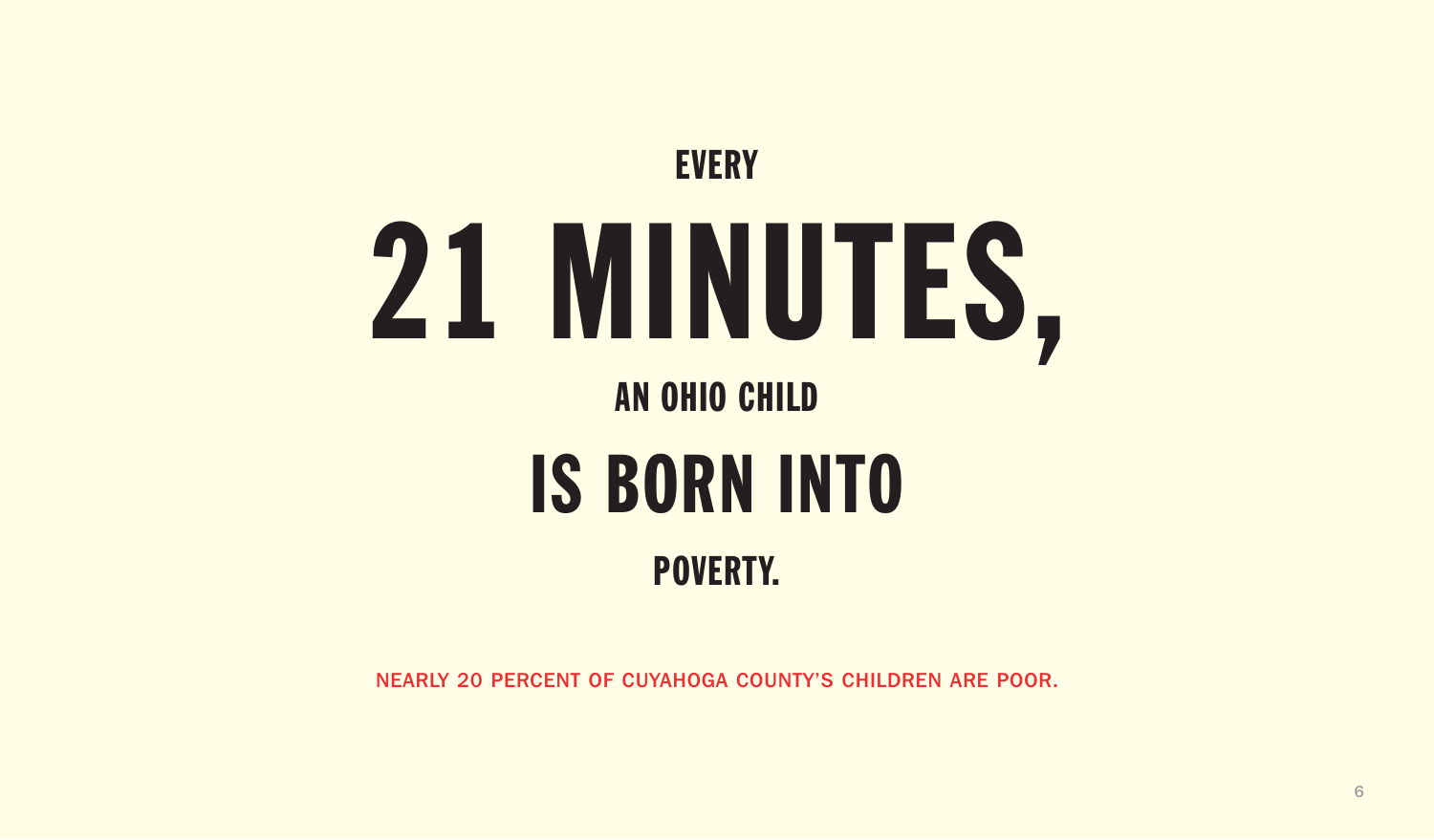# EVERY 21 MINUTES, AN OHIO CHILD IS BORN INTO POVERTY.

NEARLY 20 PERCENT OF CUYAHOGA COUNTY'S CHILDREN ARE POOR.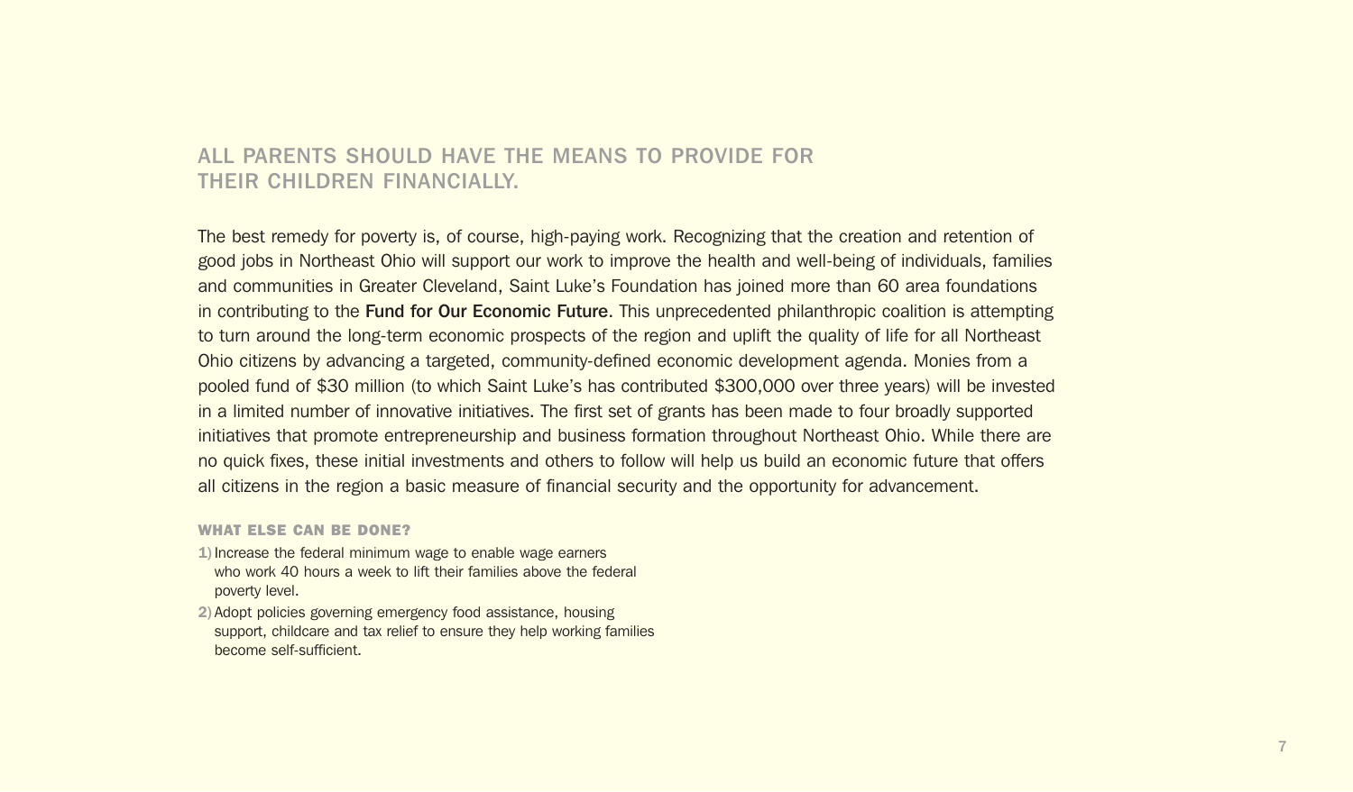## ALL PARENTS SHOULD HAVE THE MEANS TO PROVIDE FOR THEIR CHILDREN FINANCIALLY.

The best remedy for poverty is, of course, high-paying work. Recognizing that the creation and retention of good jobs in Northeast Ohio will support our work to improve the health and well-being of individuals, families and communities in Greater Cleveland, Saint Luke's Foundation has joined more than 60 area foundations in contributing to the **Fund for Our Economic Future**. This unprecedented philanthropic coalition is attempting to turn around the long-term economic prospects of the region and uplift the quality of life for all Northeast Ohio citizens by advancing a targeted, community-defined economic development agenda. Monies from a pooled fund of $30 million (to which Saint Luke's has contributed $300,000 over three years) will be invested in a limited number of innovative initiatives. The first set of grants has been made to four broadly supported initiatives that promote entrepreneurship and business formation throughout Northeast Ohio. While there are no quick fixes, these initial investments and others to follow will help us build an economic future that offers all citizens in the region a basic measure of financial security and the opportunity for advancement.

### WHAT ELSE CAN BE DONE?

1) Increase the federal minimum wage to enable wage earners who work 40 hours a week to lift their families above the federal poverty level.
2) Adopt policies governing emergency food assistance, housing support, childcare and tax relief to ensure they help working families become self-sufficient.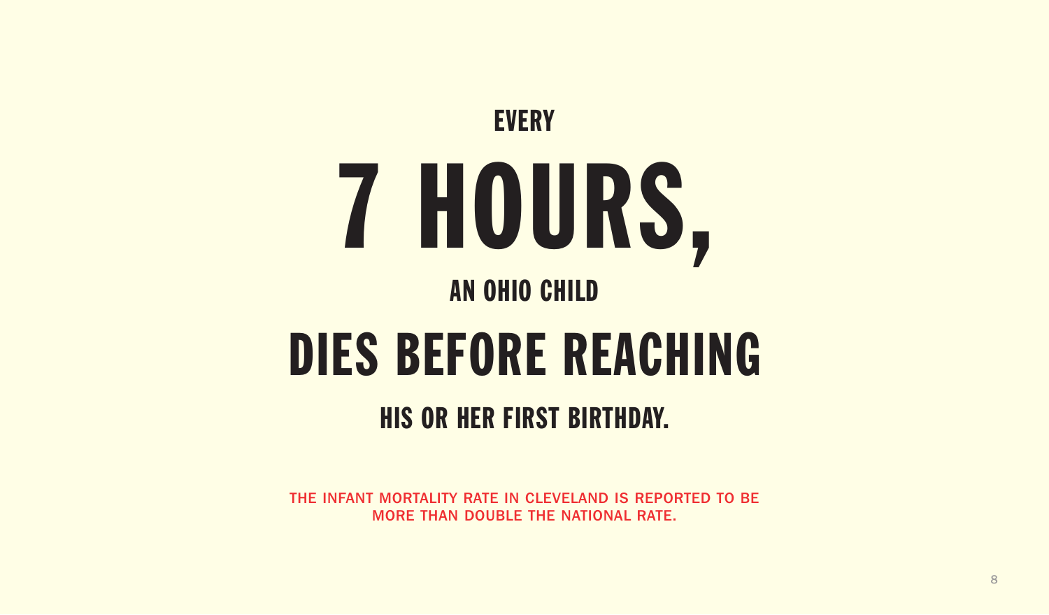# EVERY 7 HOURS, AN OHIO CHILD DIES BEFORE REACHING HIS OR HER FIRST BIRTHDAY.

THE INFANT MORTALITY RATE IN CLEVELAND IS REPORTED TO BE MORE THAN DOUBLE THE NATIONAL RATE.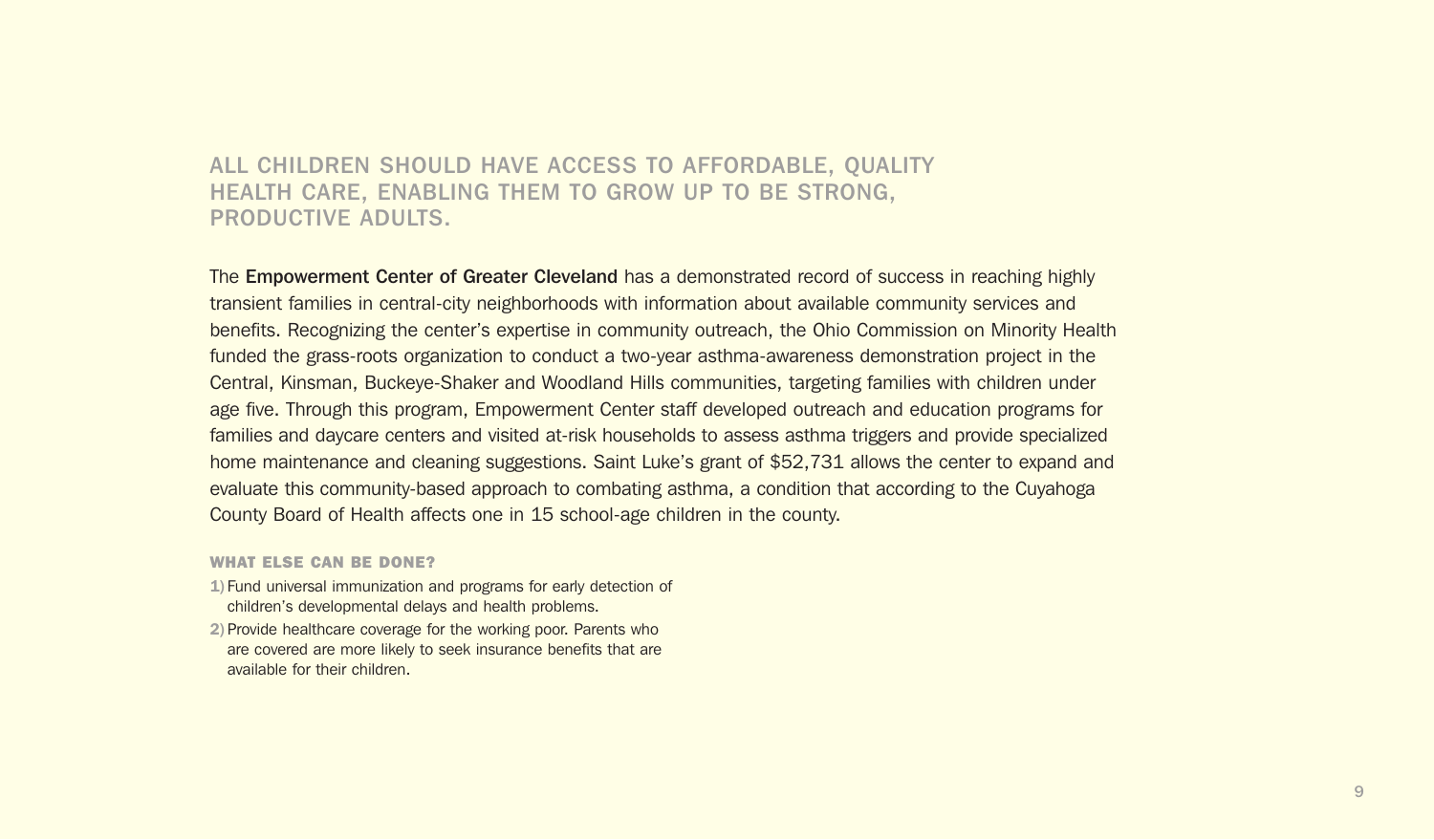## ALL CHILDREN SHOULD HAVE ACCESS TO AFFORDABLE, QUALITY HEALTH CARE, ENABLING THEM TO GROW UP TO BE STRONG, PRODUCTIVE ADULTS.

The **Empowerment Center of Greater Cleveland** has a demonstrated record of success in reaching highly transient families in central-city neighborhoods with information about available community services and benefits. Recognizing the center's expertise in community outreach, the Ohio Commission on Minority Health funded the grass-roots organization to conduct a two-year asthma-awareness demonstration project in the Central, Kinsman, Buckeye-Shaker and Woodland Hills communities, targeting families with children under age five. Through this program, Empowerment Center staff developed outreach and education programs for families and daycare centers and visited at-risk households to assess asthma triggers and provide specialized home maintenance and cleaning suggestions. Saint Luke's grant of $52,731 allows the center to expand and evaluate this community-based approach to combating asthma, a condition that according to the Cuyahoga County Board of Health affects one in 15 school-age children in the county.

### WHAT ELSE CAN BE DONE?

1) Fund universal immunization and programs for early detection of children's developmental delays and health problems.
2) Provide healthcare coverage for the working poor. Parents who are covered are more likely to seek insurance benefits that are available for their children.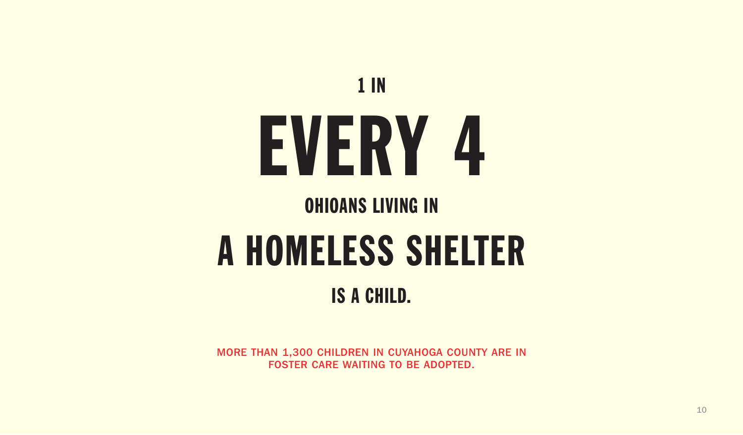# 1 IN EVERY 4 OHIOANS LIVING IN A HOMELESS SHELTER IS A CHILD.

MORE THAN 1,300 CHILDREN IN CUYAHOGA COUNTY ARE IN FOSTER CARE WAITING TO BE ADOPTED.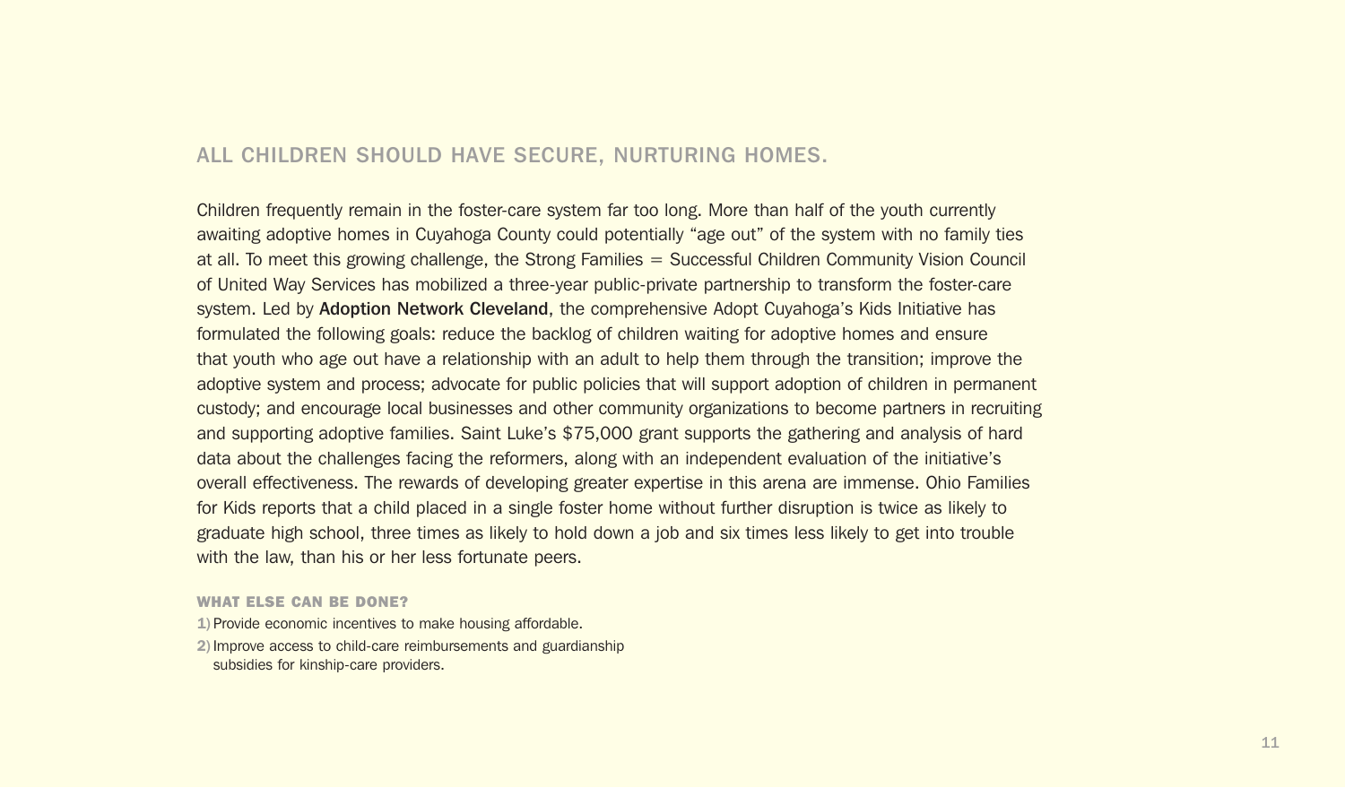## ALL CHILDREN SHOULD HAVE SECURE, NURTURING HOMES.

Children frequently remain in the foster-care system far too long. More than half of the youth currently awaiting adoptive homes in Cuyahoga County could potentially “age out” of the system with no family ties at all. To meet this growing challenge, the Strong Families = Successful Children Community Vision Council of United Way Services has mobilized a three-year public-private partnership to transform the foster-care system. Led by **Adoption Network Cleveland**, the comprehensive Adopt Cuyahoga’s Kids Initiative has formulated the following goals: reduce the backlog of children waiting for adoptive homes and ensure that youth who age out have a relationship with an adult to help them through the transition; improve the adoptive system and process; advocate for public policies that will support adoption of children in permanent custody; and encourage local businesses and other community organizations to become partners in recruiting and supporting adoptive families. Saint Luke’s $75,000 grant supports the gathering and analysis of hard data about the challenges facing the reformers, along with an independent evaluation of the initiative’s overall effectiveness. The rewards of developing greater expertise in this arena are immense. Ohio Families for Kids reports that a child placed in a single foster home without further disruption is twice as likely to graduate high school, three times as likely to hold down a job and six times less likely to get into trouble with the law, than his or her less fortunate peers.

### WHAT ELSE CAN BE DONE?

1) Provide economic incentives to make housing affordable.
2) Improve access to child-care reimbursements and guardianship subsidies for kinship-care providers.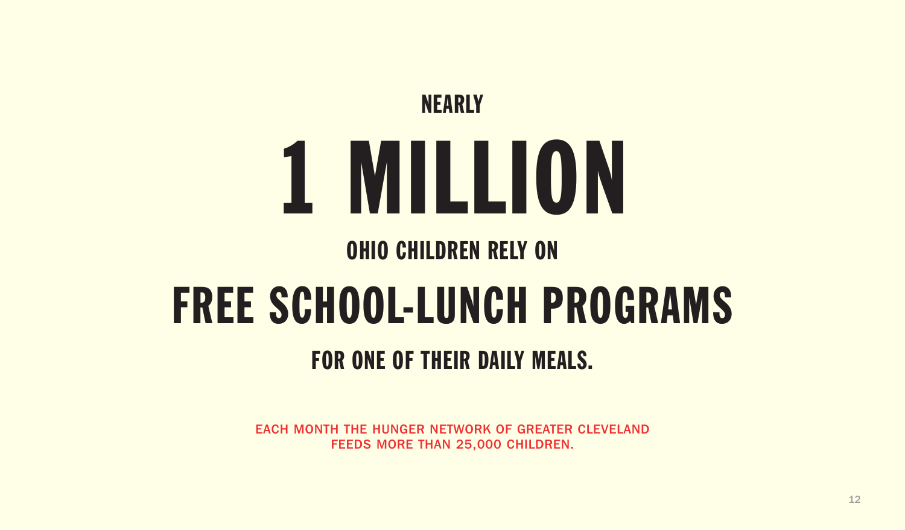NEARLY

# 1 MILLION

**OHIO CHILDREN RELY ON**

## FREE SCHOOL-LUNCH PROGRAMS

**FOR ONE OF THEIR DAILY MEALS.**

EACH MONTH THE HUNGER NETWORK OF GREATER CLEVELAND FEEDS MORE THAN 25,000 CHILDREN.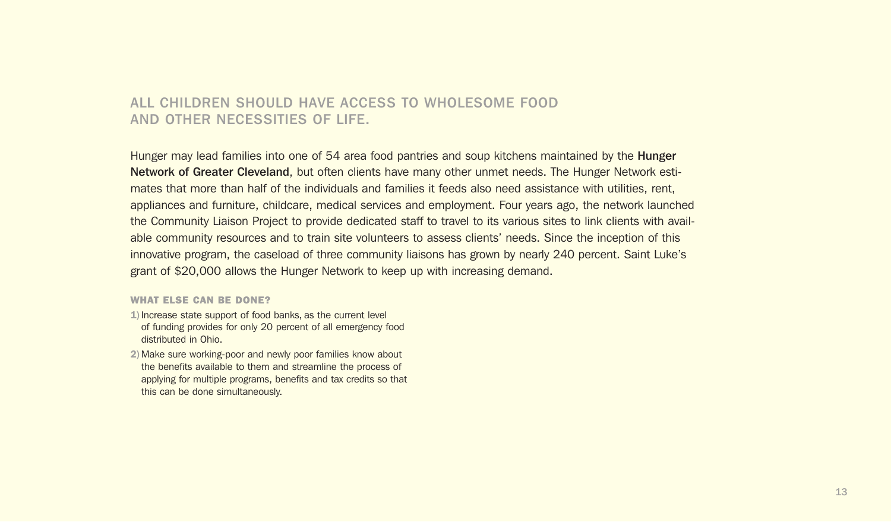## ALL CHILDREN SHOULD HAVE ACCESS TO WHOLESOME FOOD AND OTHER NECESSITIES OF LIFE.

Hunger may lead families into one of 54 area food pantries and soup kitchens maintained by the **Hunger Network of Greater Cleveland**, but often clients have many other unmet needs. The Hunger Network estimates that more than half of the individuals and families it feeds also need assistance with utilities, rent, appliances and furniture, childcare, medical services and employment. Four years ago, the network launched the Community Liaison Project to provide dedicated staff to travel to its various sites to link clients with available community resources and to train site volunteers to assess clients' needs. Since the inception of this innovative program, the caseload of three community liaisons has grown by nearly 240 percent. Saint Luke's grant of $20,000 allows the Hunger Network to keep up with increasing demand.

### WHAT ELSE CAN BE DONE?

1) Increase state support of food banks, as the current level of funding provides for only 20 percent of all emergency food distributed in Ohio.
2) Make sure working-poor and newly poor families know about the benefits available to them and streamline the process of applying for multiple programs, benefits and tax credits so that this can be done simultaneously.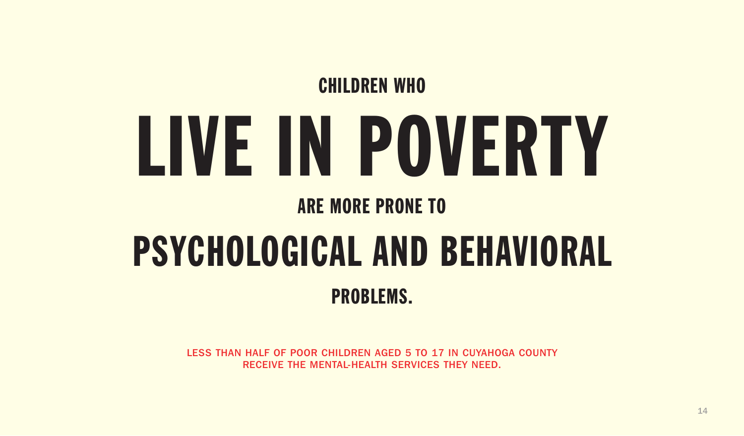# CHILDREN WHO LIVE IN POVERTY ARE MORE PRONE TO PSYCHOLOGICAL AND BEHAVIORAL PROBLEMS.

LESS THAN HALF OF POOR CHILDREN AGED 5 TO 17 IN CUYAHOGA COUNTY RECEIVE THE MENTAL-HEALTH SERVICES THEY NEED.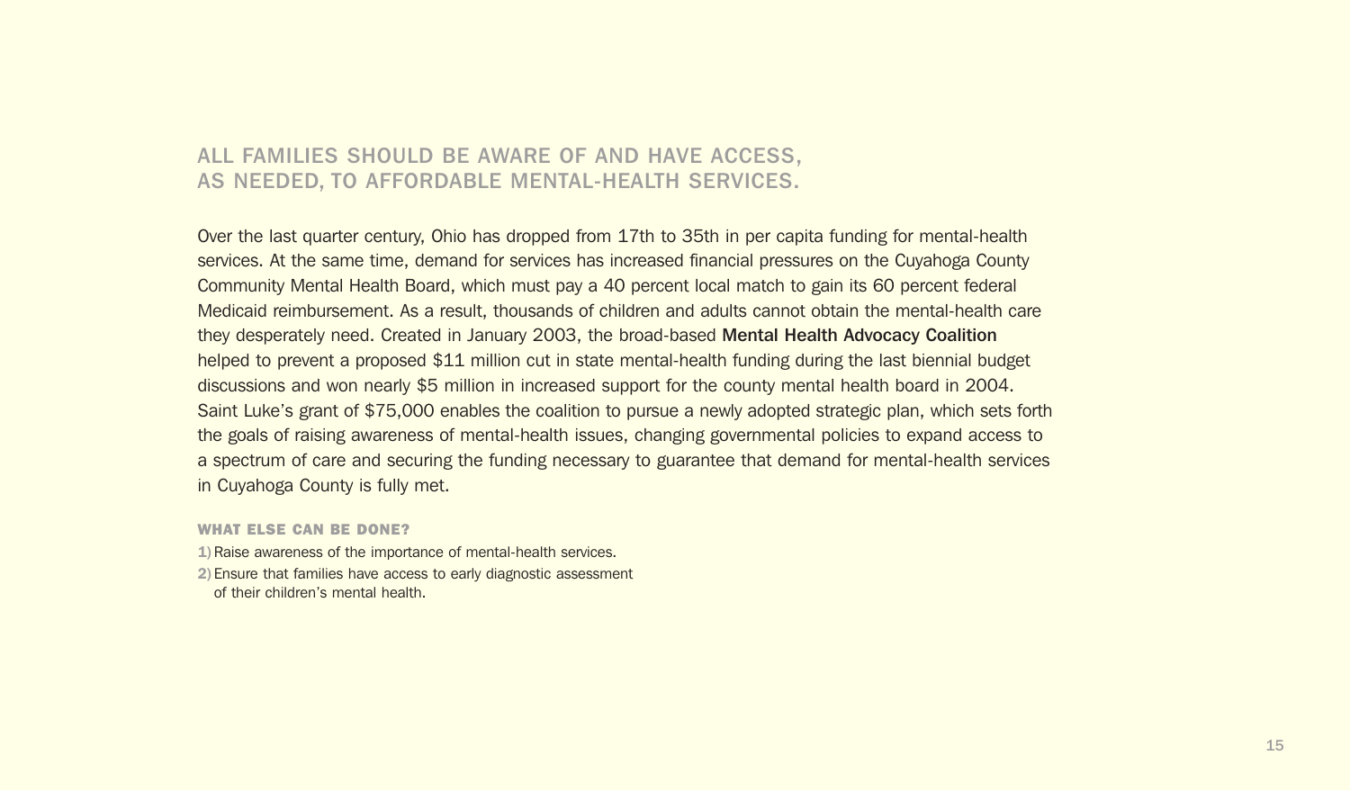## ALL FAMILIES SHOULD BE AWARE OF AND HAVE ACCESS, AS NEEDED, TO AFFORDABLE MENTAL-HEALTH SERVICES.

Over the last quarter century, Ohio has dropped from 17th to 35th in per capita funding for mental-health services. At the same time, demand for services has increased financial pressures on the Cuyahoga County Community Mental Health Board, which must pay a 40 percent local match to gain its 60 percent federal Medicaid reimbursement. As a result, thousands of children and adults cannot obtain the mental-health care they desperately need. Created in January 2003, the broad-based **Mental Health Advocacy Coalition** helped to prevent a proposed $11 million cut in state mental-health funding during the last biennial budget discussions and won nearly $5 million in increased support for the county mental health board in 2004. Saint Luke's grant of $75,000 enables the coalition to pursue a newly adopted strategic plan, which sets forth the goals of raising awareness of mental-health issues, changing governmental policies to expand access to a spectrum of care and securing the funding necessary to guarantee that demand for mental-health services in Cuyahoga County is fully met.

### WHAT ELSE CAN BE DONE?

1) Raise awareness of the importance of mental-health services.
2) Ensure that families have access to early diagnostic assessment of their children's mental health.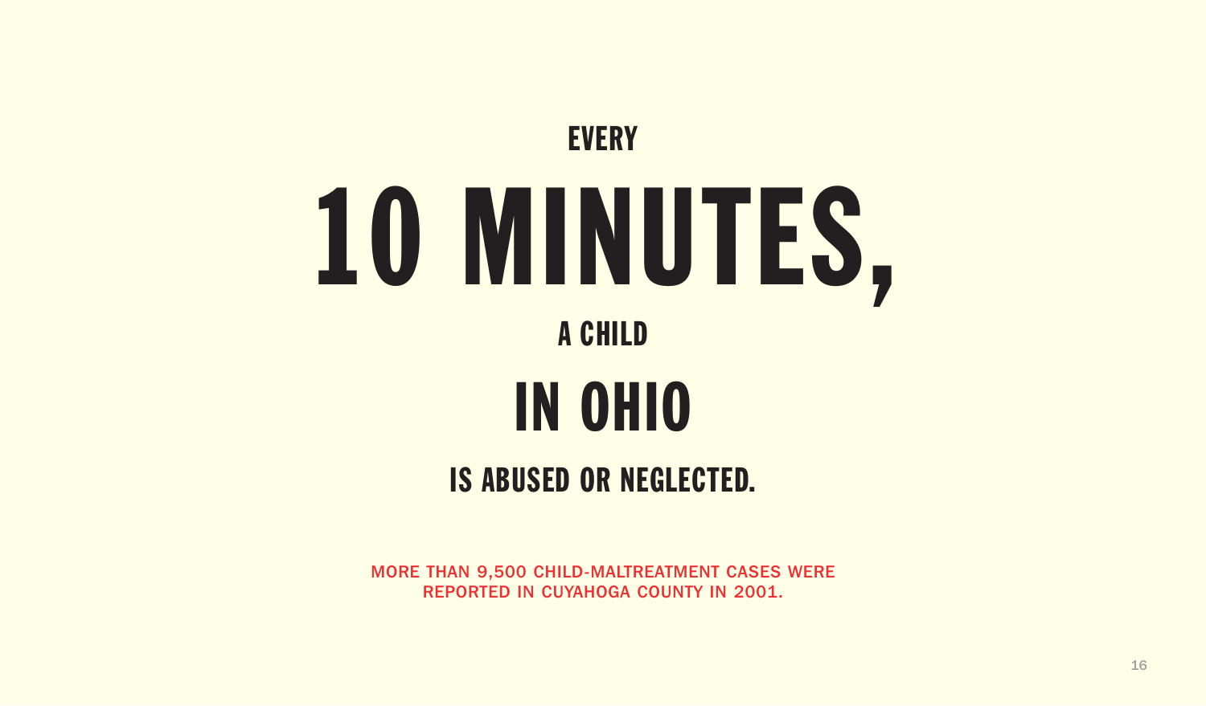EVERY

# 10 MINUTES,

A CHILD

## IN OHIO

IS ABUSED OR NEGLECTED.

MORE THAN 9,500 CHILD-MALTREATMENT CASES WERE REPORTED IN CUYAHOGA COUNTY IN 2001.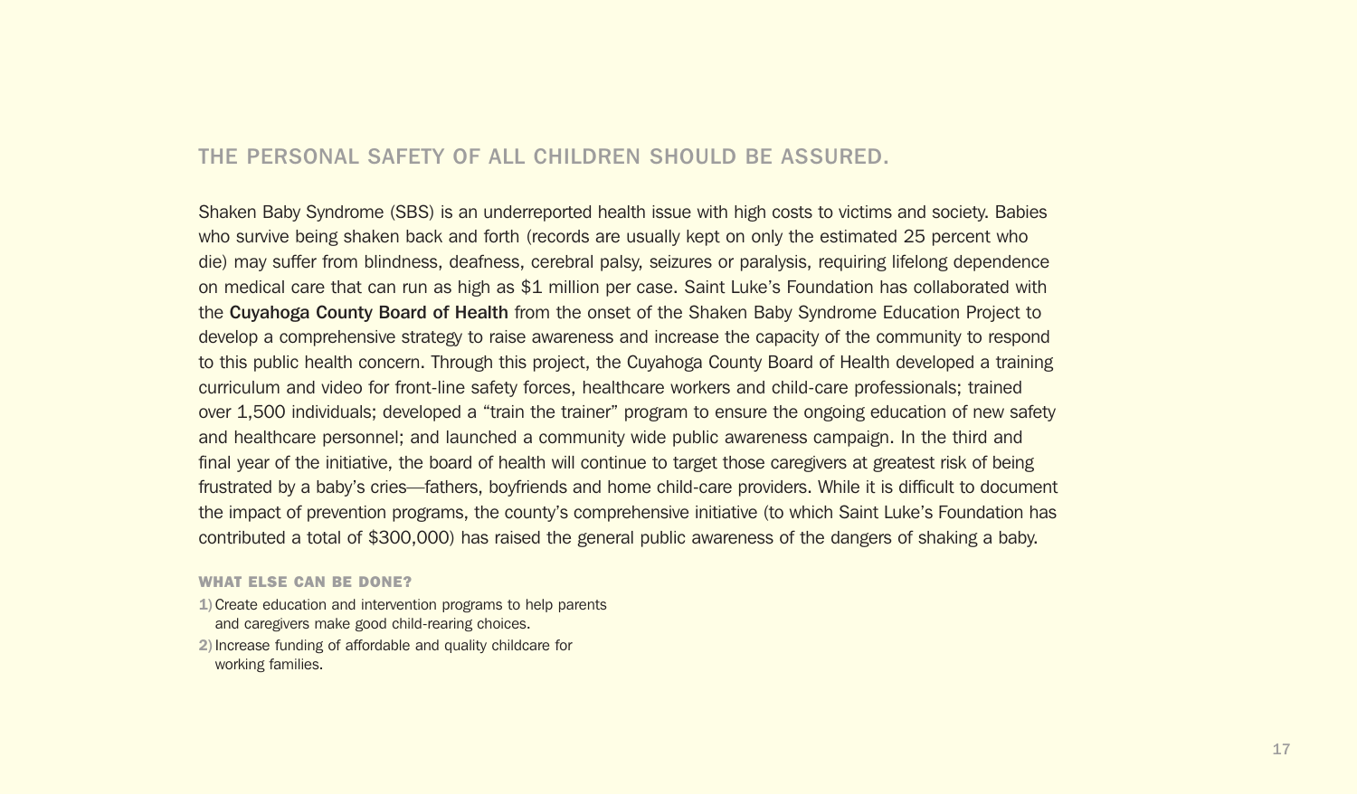## THE PERSONAL SAFETY OF ALL CHILDREN SHOULD BE ASSURED.

Shaken Baby Syndrome (SBS) is an underreported health issue with high costs to victims and society. Babies who survive being shaken back and forth (records are usually kept on only the estimated 25 percent who die) may suffer from blindness, deafness, cerebral palsy, seizures or paralysis, requiring lifelong dependence on medical care that can run as high as $1 million per case. Saint Luke's Foundation has collaborated with the **Cuyahoga County Board of Health** from the onset of the Shaken Baby Syndrome Education Project to develop a comprehensive strategy to raise awareness and increase the capacity of the community to respond to this public health concern. Through this project, the Cuyahoga County Board of Health developed a training curriculum and video for front-line safety forces, healthcare workers and child-care professionals; trained over 1,500 individuals; developed a "train the trainer" program to ensure the ongoing education of new safety and healthcare personnel; and launched a community wide public awareness campaign. In the third and final year of the initiative, the board of health will continue to target those caregivers at greatest risk of being frustrated by a baby's cries—fathers, boyfriends and home child-care providers. While it is difficult to document the impact of prevention programs, the county's comprehensive initiative (to which Saint Luke's Foundation has contributed a total of $300,000) has raised the general public awareness of the dangers of shaking a baby.

#### WHAT ELSE CAN BE DONE?

1) Create education and intervention programs to help parents and caregivers make good child-rearing choices.
2) Increase funding of affordable and quality childcare for working families.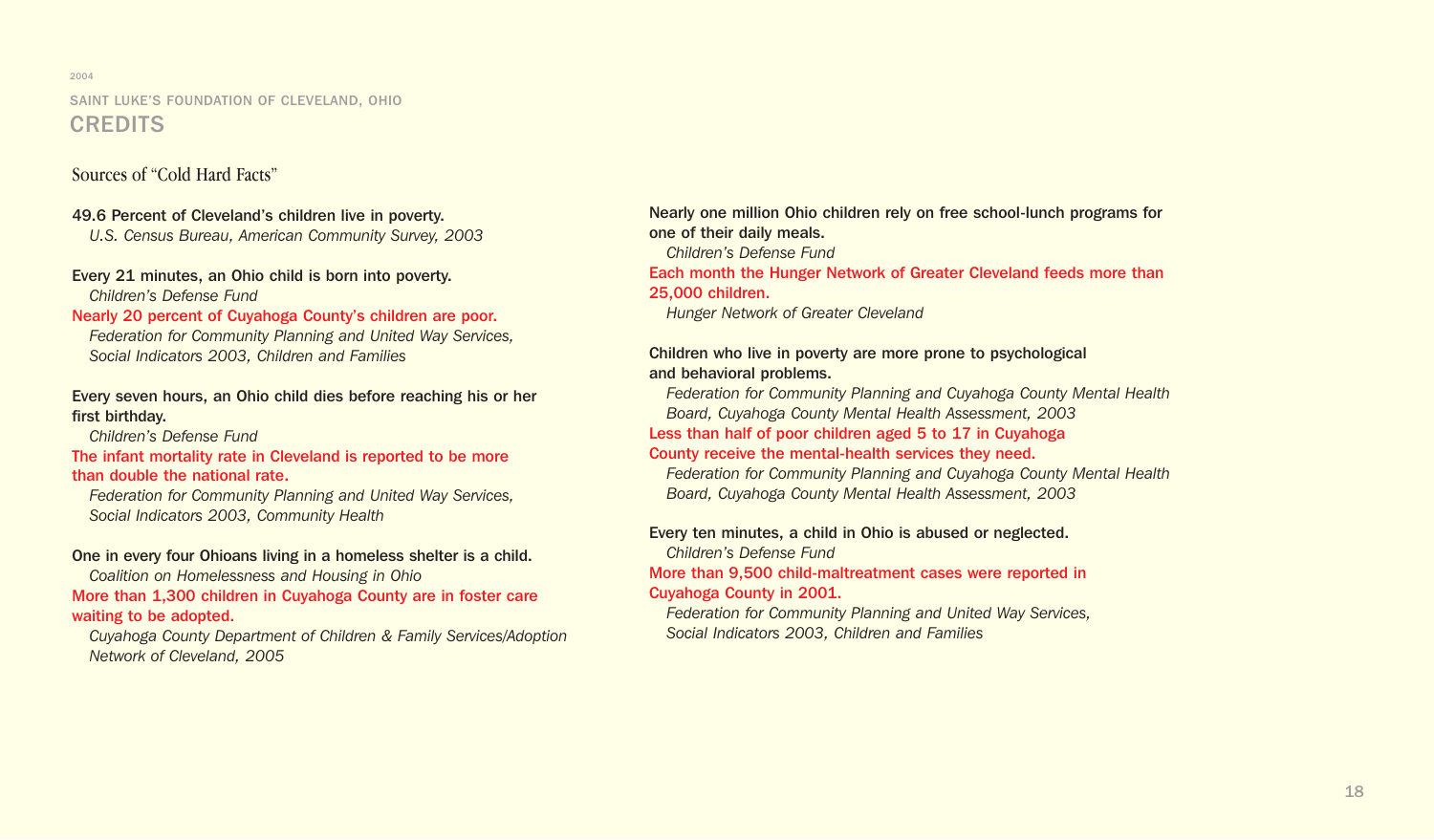2004

SAINT LUKE'S FOUNDATION OF CLEVELAND, OHIO

# CREDITS

## Sources of "Cold Hard Facts"

**49.6 Percent of Cleveland's children live in poverty.**
*U.S. Census Bureau, American Community Survey, 2003*

**Every 21 minutes, an Ohio child is born into poverty.**
*Children's Defense Fund*

**Nearly 20 percent of Cuyahoga County's children are poor.**
*Federation for Community Planning and United Way Services, Social Indicators 2003, Children and Families*

**Every seven hours, an Ohio child dies before reaching his or her first birthday.**
*Children's Defense Fund*

**The infant mortality rate in Cleveland is reported to be more than double the national rate.**
*Federation for Community Planning and United Way Services, Social Indicators 2003, Community Health*

**One in every four Ohioans living in a homeless shelter is a child.**
*Coalition on Homelessness and Housing in Ohio*

**More than 1,300 children in Cuyahoga County are in foster care waiting to be adopted.**
*Cuyahoga County Department of Children & Family Services/Adoption Network of Cleveland, 2005*

**Nearly one million Ohio children rely on free school-lunch programs for one of their daily meals.**
*Children's Defense Fund*

**Each month the Hunger Network of Greater Cleveland feeds more than 25,000 children.**
*Hunger Network of Greater Cleveland*

**Children who live in poverty are more prone to psychological and behavioral problems.**
*Federation for Community Planning and Cuyahoga County Mental Health Board, Cuyahoga County Mental Health Assessment, 2003*

**Less than half of poor children aged 5 to 17 in Cuyahoga County receive the mental-health services they need.**
*Federation for Community Planning and Cuyahoga County Mental Health Board, Cuyahoga County Mental Health Assessment, 2003*

**Every ten minutes, a child in Ohio is abused or neglected.**
*Children's Defense Fund*

**More than 9,500 child-maltreatment cases were reported in Cuyahoga County in 2001.**
*Federation for Community Planning and United Way Services, Social Indicators 2003, Children and Families*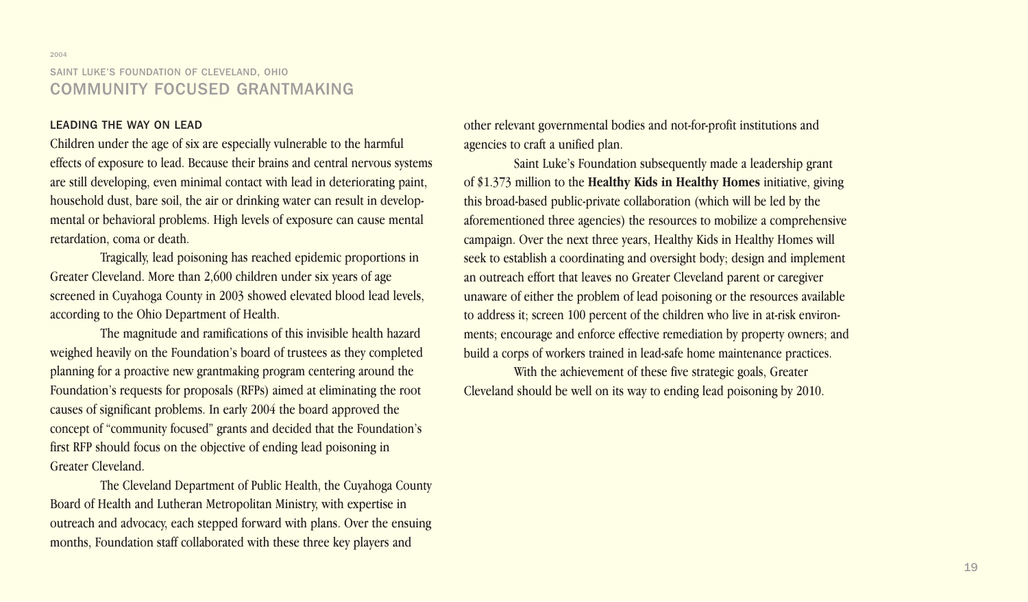2004

SAINT LUKE'S FOUNDATION OF CLEVELAND, OHIO

# COMMUNITY FOCUSED GRANTMAKING

## LEADING THE WAY ON LEAD

Children under the age of six are especially vulnerable to the harmful effects of exposure to lead. Because their brains and central nervous systems are still developing, even minimal contact with lead in deteriorating paint, household dust, bare soil, the air or drinking water can result in developmental or behavioral problems. High levels of exposure can cause mental retardation, coma or death.

Tragically, lead poisoning has reached epidemic proportions in Greater Cleveland. More than 2,600 children under six years of age screened in Cuyahoga County in 2003 showed elevated blood lead levels, according to the Ohio Department of Health.

The magnitude and ramifications of this invisible health hazard weighed heavily on the Foundation's board of trustees as they completed planning for a proactive new grantmaking program centering around the Foundation's requests for proposals (RFPs) aimed at eliminating the root causes of significant problems. In early 2004 the board approved the concept of "community focused" grants and decided that the Foundation's first RFP should focus on the objective of ending lead poisoning in Greater Cleveland.

The Cleveland Department of Public Health, the Cuyahoga County Board of Health and Lutheran Metropolitan Ministry, with expertise in outreach and advocacy, each stepped forward with plans. Over the ensuing months, Foundation staff collaborated with these three key players and other relevant governmental bodies and not-for-profit institutions and agencies to craft a unified plan.

Saint Luke's Foundation subsequently made a leadership grant of $1.373 million to the **Healthy Kids in Healthy Homes** initiative, giving this broad-based public-private collaboration (which will be led by the aforementioned three agencies) the resources to mobilize a comprehensive campaign. Over the next three years, Healthy Kids in Healthy Homes will seek to establish a coordinating and oversight body; design and implement an outreach effort that leaves no Greater Cleveland parent or caregiver unaware of either the problem of lead poisoning or the resources available to address it; screen 100 percent of the children who live in at-risk environments; encourage and enforce effective remediation by property owners; and build a corps of workers trained in lead-safe home maintenance practices.

With the achievement of these five strategic goals, Greater Cleveland should be well on its way to ending lead poisoning by 2010.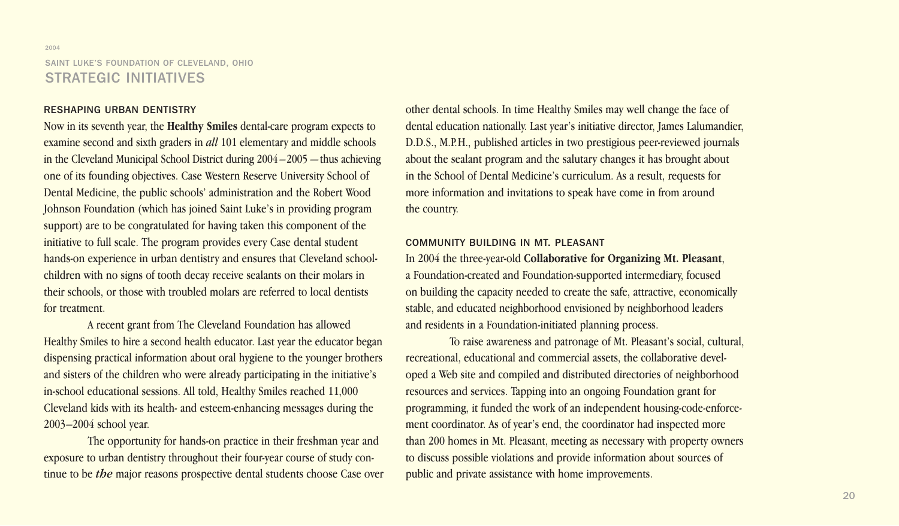2004

SAINT LUKE'S FOUNDATION OF CLEVELAND, OHIO

# STRATEGIC INITIATIVES

## RESHAPING URBAN DENTISTRY

Now in its seventh year, the **Healthy Smiles** dental-care program expects to examine second and sixth graders in *all* 101 elementary and middle schools in the Cleveland Municipal School District during 2004–2005—thus achieving one of its founding objectives. Case Western Reserve University School of Dental Medicine, the public schools' administration and the Robert Wood Johnson Foundation (which has joined Saint Luke's in providing program support) are to be congratulated for having taken this component of the initiative to full scale. The program provides every Case dental student hands-on experience in urban dentistry and ensures that Cleveland schoolchildren with no signs of tooth decay receive sealants on their molars in their schools, or those with troubled molars are referred to local dentists for treatment.

A recent grant from The Cleveland Foundation has allowed Healthy Smiles to hire a second health educator. Last year the educator began dispensing practical information about oral hygiene to the younger brothers and sisters of the children who were already participating in the initiative's in-school educational sessions. All told, Healthy Smiles reached 11,000 Cleveland kids with its health- and esteem-enhancing messages during the 2003–2004 school year.

The opportunity for hands-on practice in their freshman year and exposure to urban dentistry throughout their four-year course of study continue to be ***the*** major reasons prospective dental students choose Case over other dental schools. In time Healthy Smiles may well change the face of dental education nationally. Last year's initiative director, James Lalumandier, D.D.S., M.P.H., published articles in two prestigious peer-reviewed journals about the sealant program and the salutary changes it has brought about in the School of Dental Medicine's curriculum. As a result, requests for more information and invitations to speak have come in from around the country.

## COMMUNITY BUILDING IN MT. PLEASANT

In 2004 the three-year-old **Collaborative for Organizing Mt. Pleasant**, a Foundation-created and Foundation-supported intermediary, focused on building the capacity needed to create the safe, attractive, economically stable, and educated neighborhood envisioned by neighborhood leaders and residents in a Foundation-initiated planning process.

To raise awareness and patronage of Mt. Pleasant's social, cultural, recreational, educational and commercial assets, the collaborative developed a Web site and compiled and distributed directories of neighborhood resources and services. Tapping into an ongoing Foundation grant for programming, it funded the work of an independent housing-code-enforcement coordinator. As of year's end, the coordinator had inspected more than 200 homes in Mt. Pleasant, meeting as necessary with property owners to discuss possible violations and provide information about sources of public and private assistance with home improvements.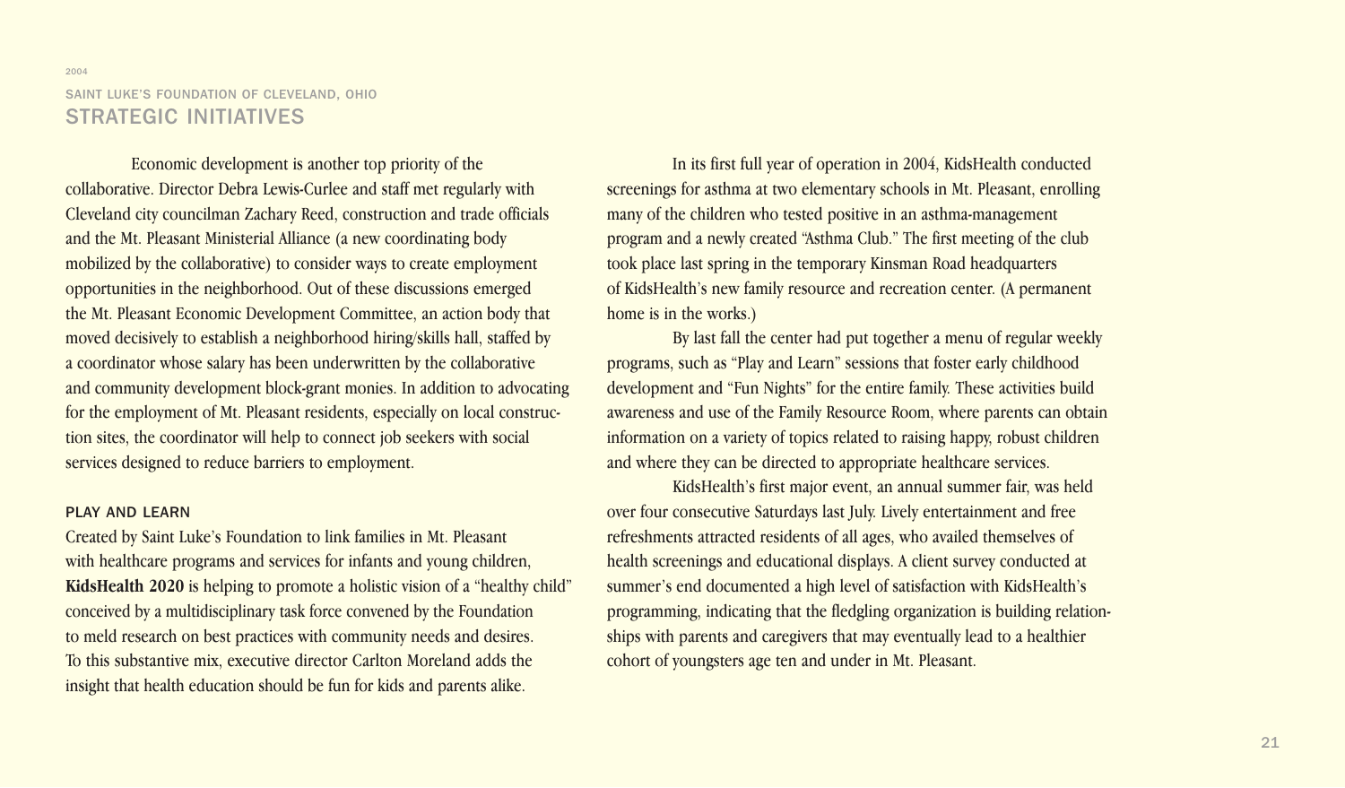2004

SAINT LUKE'S FOUNDATION OF CLEVELAND, OHIO

# STRATEGIC INITIATIVES

Economic development is another top priority of the collaborative. Director Debra Lewis-Curlee and staff met regularly with Cleveland city councilman Zachary Reed, construction and trade officials and the Mt. Pleasant Ministerial Alliance (a new coordinating body mobilized by the collaborative) to consider ways to create employment opportunities in the neighborhood. Out of these discussions emerged the Mt. Pleasant Economic Development Committee, an action body that moved decisively to establish a neighborhood hiring/skills hall, staffed by a coordinator whose salary has been underwritten by the collaborative and community development block-grant monies. In addition to advocating for the employment of Mt. Pleasant residents, especially on local construction sites, the coordinator will help to connect job seekers with social services designed to reduce barriers to employment.

## PLAY AND LEARN

Created by Saint Luke's Foundation to link families in Mt. Pleasant with healthcare programs and services for infants and young children, **KidsHealth 2020** is helping to promote a holistic vision of a "healthy child" conceived by a multidisciplinary task force convened by the Foundation to meld research on best practices with community needs and desires. To this substantive mix, executive director Carlton Moreland adds the insight that health education should be fun for kids and parents alike.

In its first full year of operation in 2004, KidsHealth conducted screenings for asthma at two elementary schools in Mt. Pleasant, enrolling many of the children who tested positive in an asthma-management program and a newly created "Asthma Club." The first meeting of the club took place last spring in the temporary Kinsman Road headquarters of KidsHealth's new family resource and recreation center. (A permanent home is in the works.)

By last fall the center had put together a menu of regular weekly programs, such as "Play and Learn" sessions that foster early childhood development and "Fun Nights" for the entire family. These activities build awareness and use of the Family Resource Room, where parents can obtain information on a variety of topics related to raising happy, robust children and where they can be directed to appropriate healthcare services.

KidsHealth's first major event, an annual summer fair, was held over four consecutive Saturdays last July. Lively entertainment and free refreshments attracted residents of all ages, who availed themselves of health screenings and educational displays. A client survey conducted at summer's end documented a high level of satisfaction with KidsHealth's programming, indicating that the fledgling organization is building relationships with parents and caregivers that may eventually lead to a healthier cohort of youngsters age ten and under in Mt. Pleasant.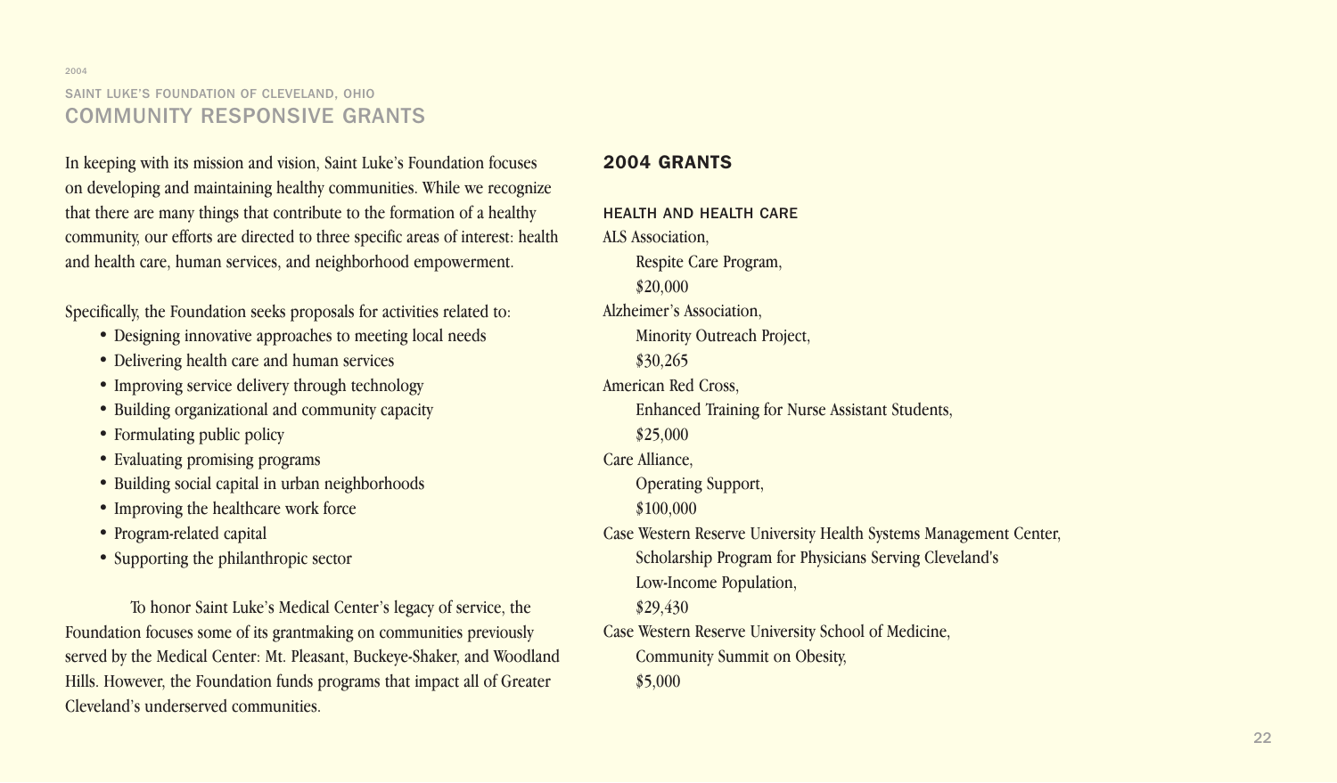2004

SAINT LUKE'S FOUNDATION OF CLEVELAND, OHIO

# COMMUNITY RESPONSIVE GRANTS

In keeping with its mission and vision, Saint Luke's Foundation focuses on developing and maintaining healthy communities. While we recognize that there are many things that contribute to the formation of a healthy community, our efforts are directed to three specific areas of interest: health and health care, human services, and neighborhood empowerment.

Specifically, the Foundation seeks proposals for activities related to:

- Designing innovative approaches to meeting local needs
- Delivering health care and human services
- Improving service delivery through technology
- Building organizational and community capacity
- Formulating public policy
- Evaluating promising programs
- Building social capital in urban neighborhoods
- Improving the healthcare work force
- Program-related capital
- Supporting the philanthropic sector

To honor Saint Luke's Medical Center's legacy of service, the Foundation focuses some of its grantmaking on communities previously served by the Medical Center: Mt. Pleasant, Buckeye-Shaker, and Woodland Hills. However, the Foundation funds programs that impact all of Greater Cleveland's underserved communities.

## 2004 GRANTS

### HEALTH AND HEALTH CARE

ALS Association,
Respite Care Program,
$20,000

Alzheimer's Association,
Minority Outreach Project,
$30,265

American Red Cross,
Enhanced Training for Nurse Assistant Students,
$25,000

Care Alliance,
Operating Support,
$100,000

Case Western Reserve University Health Systems Management Center,
Scholarship Program for Physicians Serving Cleveland's Low-Income Population,
$29,430

Case Western Reserve University School of Medicine,
Community Summit on Obesity,
$5,000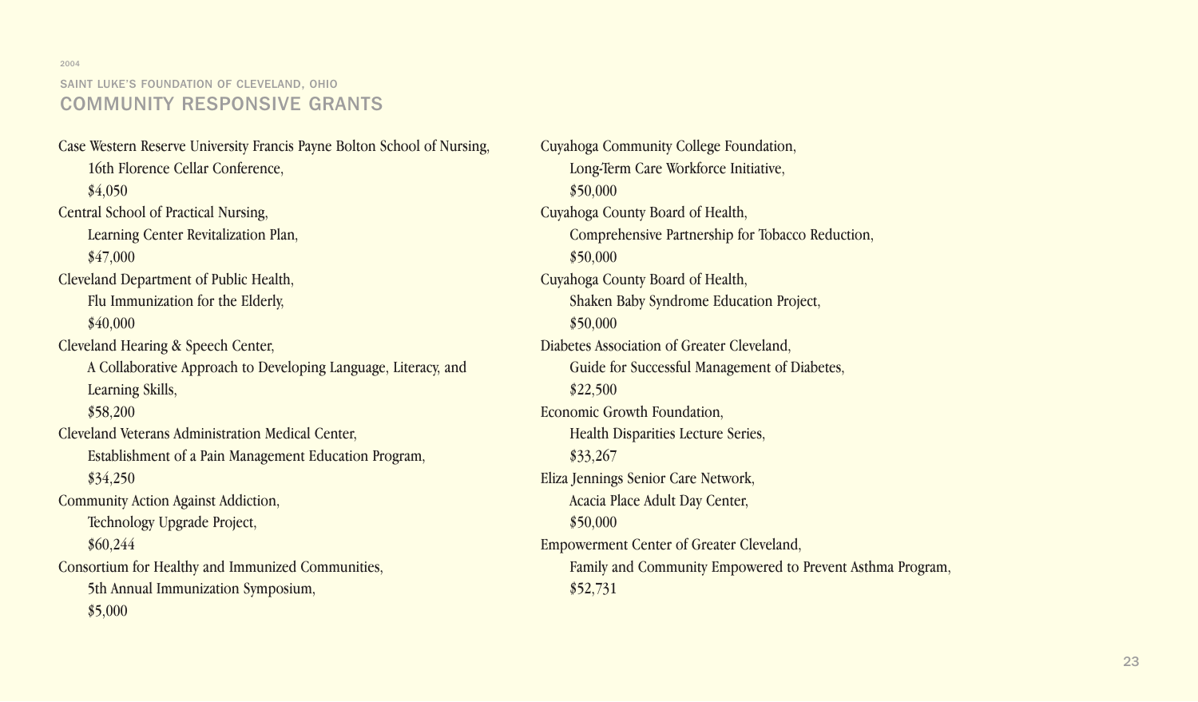2004

SAINT LUKE'S FOUNDATION OF CLEVELAND, OHIO

# COMMUNITY RESPONSIVE GRANTS

Case Western Reserve University Francis Payne Bolton School of Nursing,
16th Florence Cellar Conference,
$4,050

Central School of Practical Nursing,
Learning Center Revitalization Plan,
$47,000

Cleveland Department of Public Health,
Flu Immunization for the Elderly,
$40,000

Cleveland Hearing & Speech Center,
A Collaborative Approach to Developing Language, Literacy, and Learning Skills,
$58,200

Cleveland Veterans Administration Medical Center,
Establishment of a Pain Management Education Program,
$34,250

Community Action Against Addiction,
Technology Upgrade Project,
$60,244

Consortium for Healthy and Immunized Communities,
5th Annual Immunization Symposium,
$5,000

Cuyahoga Community College Foundation,
Long-Term Care Workforce Initiative,
$50,000

Cuyahoga County Board of Health,
Comprehensive Partnership for Tobacco Reduction,
$50,000

Cuyahoga County Board of Health,
Shaken Baby Syndrome Education Project,
$50,000

Diabetes Association of Greater Cleveland,
Guide for Successful Management of Diabetes,
$22,500

Economic Growth Foundation,
Health Disparities Lecture Series,
$33,267

Eliza Jennings Senior Care Network,
Acacia Place Adult Day Center,
$50,000

Empowerment Center of Greater Cleveland,
Family and Community Empowered to Prevent Asthma Program,
$52,731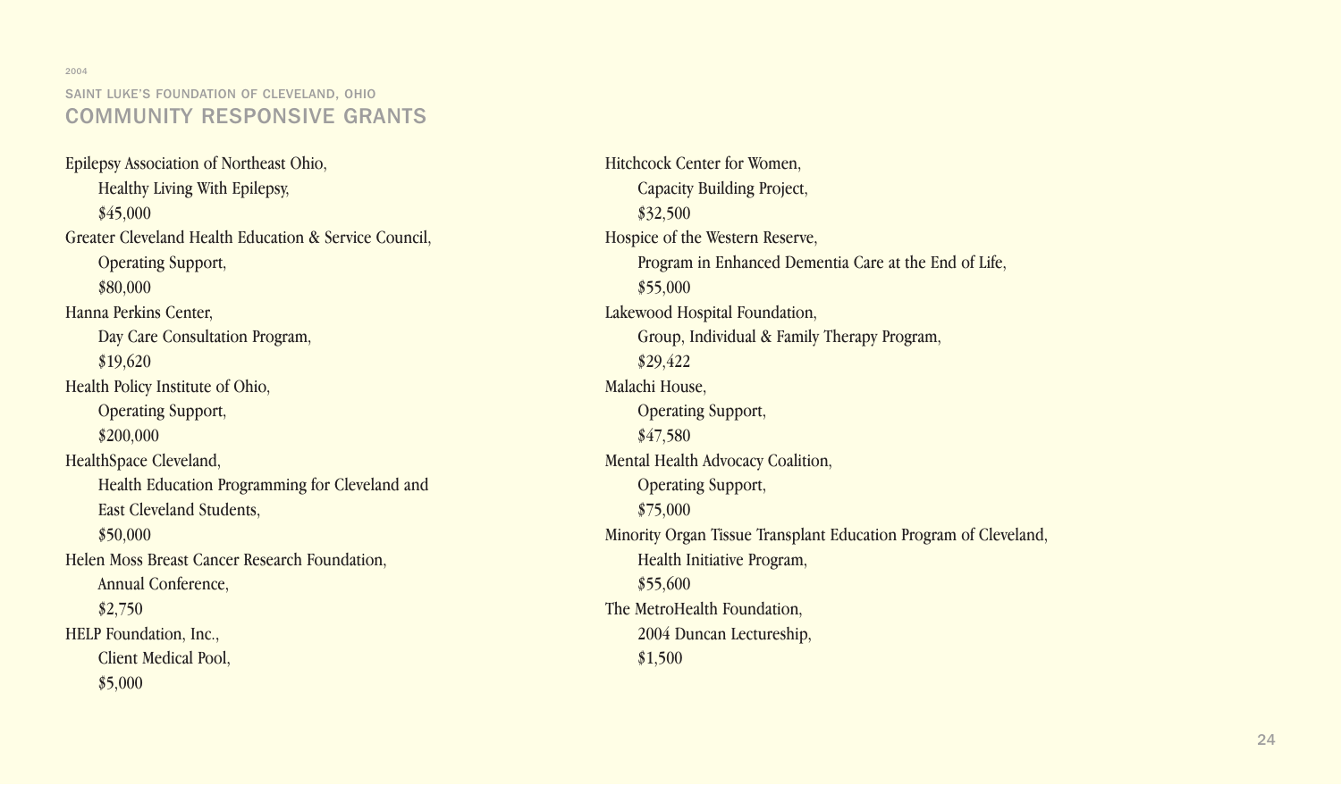2004

SAINT LUKE'S FOUNDATION OF CLEVELAND, OHIO

## COMMUNITY RESPONSIVE GRANTS

Epilepsy Association of Northeast Ohio,
  Healthy Living With Epilepsy,
  $45,000

Greater Cleveland Health Education & Service Council,
  Operating Support,
  $80,000

Hanna Perkins Center,
  Day Care Consultation Program,
  $19,620

Health Policy Institute of Ohio,
  Operating Support,
  $200,000

HealthSpace Cleveland,
  Health Education Programming for Cleveland and East Cleveland Students,
  $50,000

Helen Moss Breast Cancer Research Foundation,
  Annual Conference,
  $2,750

HELP Foundation, Inc.,
  Client Medical Pool,
  $5,000

Hitchcock Center for Women,
  Capacity Building Project,
  $32,500

Hospice of the Western Reserve,
  Program in Enhanced Dementia Care at the End of Life,
  $55,000

Lakewood Hospital Foundation,
  Group, Individual & Family Therapy Program,
  $29,422

Malachi House,
  Operating Support,
  $47,580

Mental Health Advocacy Coalition,
  Operating Support,
  $75,000

Minority Organ Tissue Transplant Education Program of Cleveland,
  Health Initiative Program,
  $55,600

The MetroHealth Foundation,
  2004 Duncan Lectureship,
  $1,500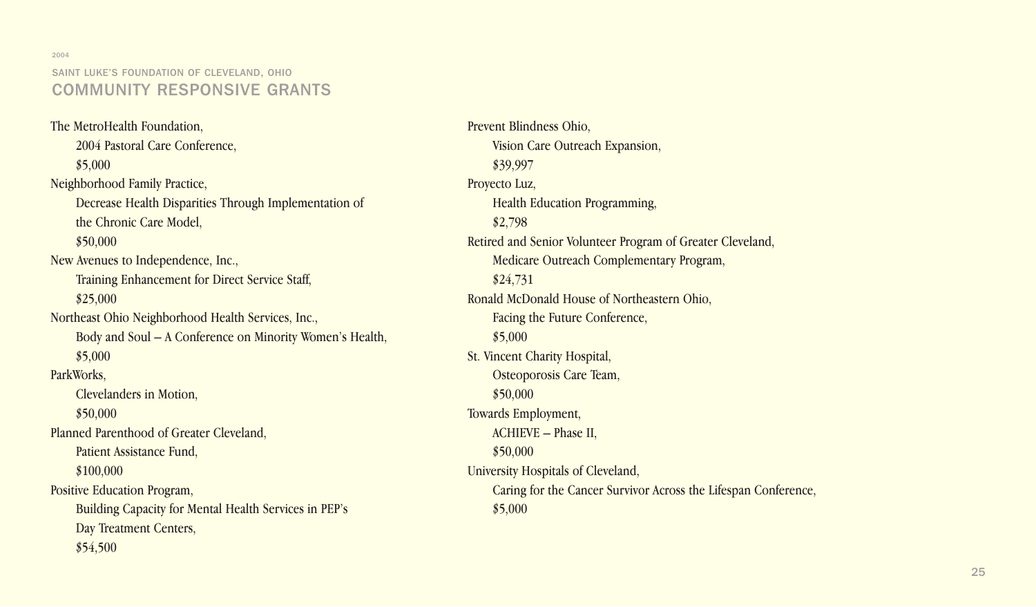2004

SAINT LUKE'S FOUNDATION OF CLEVELAND, OHIO

## COMMUNITY RESPONSIVE GRANTS

The MetroHealth Foundation,
2004 Pastoral Care Conference,
$5,000

Neighborhood Family Practice,
Decrease Health Disparities Through Implementation of the Chronic Care Model,
$50,000

New Avenues to Independence, Inc.,
Training Enhancement for Direct Service Staff,
$25,000

Northeast Ohio Neighborhood Health Services, Inc.,
Body and Soul – A Conference on Minority Women's Health,
$5,000

ParkWorks,
Clevelanders in Motion,
$50,000

Planned Parenthood of Greater Cleveland,
Patient Assistance Fund,
$100,000

Positive Education Program,
Building Capacity for Mental Health Services in PEP's Day Treatment Centers,
$54,500

Prevent Blindness Ohio,
Vision Care Outreach Expansion,
$39,997

Proyecto Luz,
Health Education Programming,
$2,798

Retired and Senior Volunteer Program of Greater Cleveland,
Medicare Outreach Complementary Program,
$24,731

Ronald McDonald House of Northeastern Ohio,
Facing the Future Conference,
$5,000

St. Vincent Charity Hospital,
Osteoporosis Care Team,
$50,000

Towards Employment,
ACHIEVE – Phase II,
$50,000

University Hospitals of Cleveland,
Caring for the Cancer Survivor Across the Lifespan Conference,
$5,000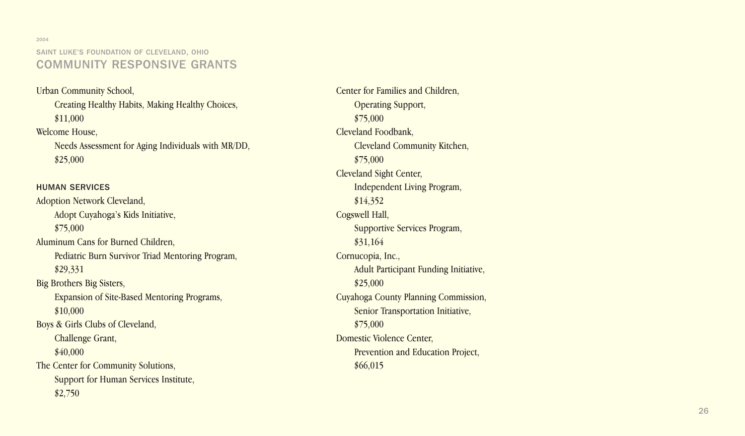2004

SAINT LUKE'S FOUNDATION OF CLEVELAND, OHIO

# COMMUNITY RESPONSIVE GRANTS

Urban Community School,
  Creating Healthy Habits, Making Healthy Choices,
  $11,000

Welcome House,
  Needs Assessment for Aging Individuals with MR/DD,
  $25,000

## HUMAN SERVICES

Adoption Network Cleveland,
  Adopt Cuyahoga's Kids Initiative,
  $75,000

Aluminum Cans for Burned Children,
  Pediatric Burn Survivor Triad Mentoring Program,
  $29,331

Big Brothers Big Sisters,
  Expansion of Site-Based Mentoring Programs,
  $10,000

Boys & Girls Clubs of Cleveland,
  Challenge Grant,
  $40,000

The Center for Community Solutions,
  Support for Human Services Institute,
  $2,750

Center for Families and Children,
  Operating Support,
  $75,000

Cleveland Foodbank,
  Cleveland Community Kitchen,
  $75,000

Cleveland Sight Center,
  Independent Living Program,
  $14,352

Cogswell Hall,
  Supportive Services Program,
  $31,164

Cornucopia, Inc.,
  Adult Participant Funding Initiative,
  $25,000

Cuyahoga County Planning Commission,
  Senior Transportation Initiative,
  $75,000

Domestic Violence Center,
  Prevention and Education Project,
  $66,015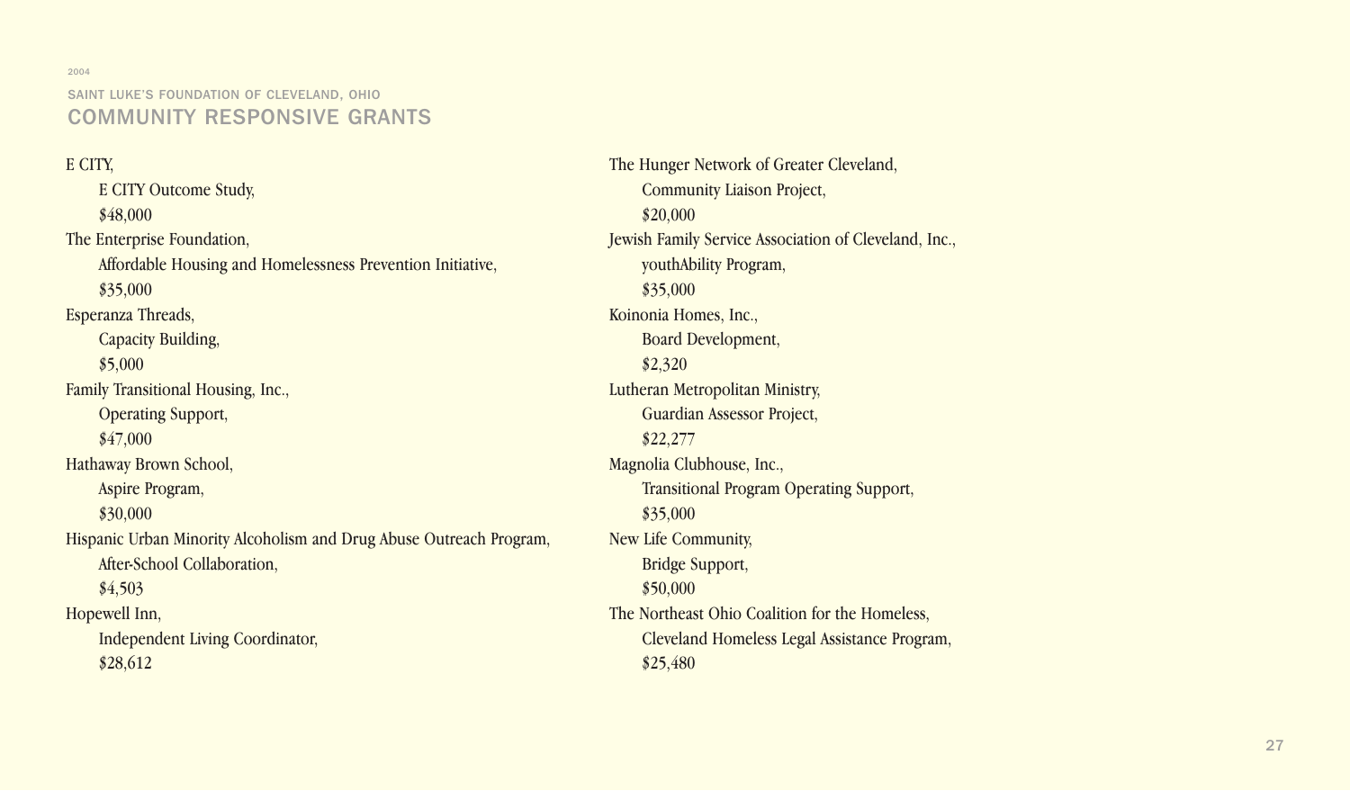2004

SAINT LUKE'S FOUNDATION OF CLEVELAND, OHIO

## COMMUNITY RESPONSIVE GRANTS

E CITY,
E CITY Outcome Study,
$48,000

The Enterprise Foundation,
Affordable Housing and Homelessness Prevention Initiative,
$35,000

Esperanza Threads,
Capacity Building,
$5,000

Family Transitional Housing, Inc.,
Operating Support,
$47,000

Hathaway Brown School,
Aspire Program,
$30,000

Hispanic Urban Minority Alcoholism and Drug Abuse Outreach Program,
After-School Collaboration,
$4,503

Hopewell Inn,
Independent Living Coordinator,
$28,612

The Hunger Network of Greater Cleveland,
Community Liaison Project,
$20,000

Jewish Family Service Association of Cleveland, Inc.,
youthAbility Program,
$35,000

Koinonia Homes, Inc.,
Board Development,
$2,320

Lutheran Metropolitan Ministry,
Guardian Assessor Project,
$22,277

Magnolia Clubhouse, Inc.,
Transitional Program Operating Support,
$35,000

New Life Community,
Bridge Support,
$50,000

The Northeast Ohio Coalition for the Homeless,
Cleveland Homeless Legal Assistance Program,
$25,480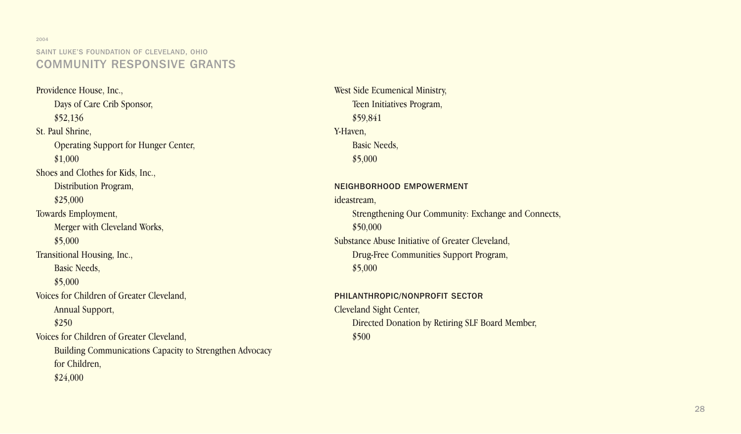2004

SAINT LUKE'S FOUNDATION OF CLEVELAND, OHIO

## COMMUNITY RESPONSIVE GRANTS

Providence House, Inc.,
Days of Care Crib Sponsor,
$52,136

St. Paul Shrine,
Operating Support for Hunger Center,
$1,000

Shoes and Clothes for Kids, Inc.,
Distribution Program,
$25,000

Towards Employment,
Merger with Cleveland Works,
$5,000

Transitional Housing, Inc.,
Basic Needs,
$5,000

Voices for Children of Greater Cleveland,
Annual Support,
$250

Voices for Children of Greater Cleveland,
Building Communications Capacity to Strengthen Advocacy for Children,
$24,000

West Side Ecumenical Ministry,
Teen Initiatives Program,
$59,841

Y-Haven,
Basic Needs,
$5,000

### NEIGHBORHOOD EMPOWERMENT

ideastream,
Strengthening Our Community: Exchange and Connects,
$50,000

Substance Abuse Initiative of Greater Cleveland,
Drug-Free Communities Support Program,
$5,000

### PHILANTHROPIC/NONPROFIT SECTOR

Cleveland Sight Center,
Directed Donation by Retiring SLF Board Member,
$500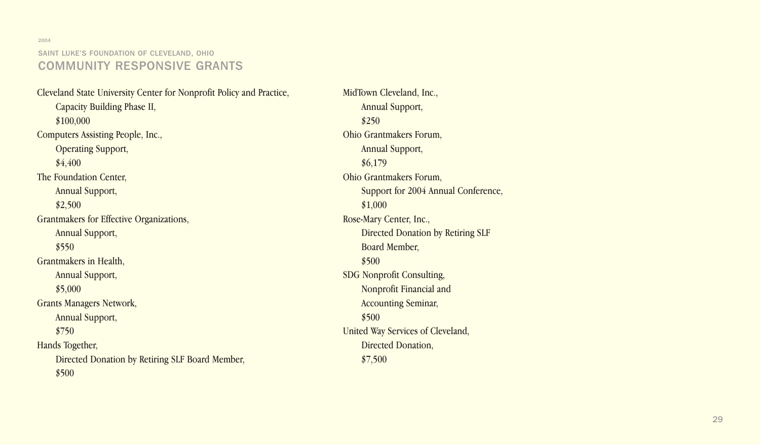2004

SAINT LUKE'S FOUNDATION OF CLEVELAND, OHIO

## COMMUNITY RESPONSIVE GRANTS

Cleveland State University Center for Nonprofit Policy and Practice,
Capacity Building Phase II,
$100,000

Computers Assisting People, Inc.,
Operating Support,
$4,400

The Foundation Center,
Annual Support,
$2,500

Grantmakers for Effective Organizations,
Annual Support,
$550

Grantmakers in Health,
Annual Support,
$5,000

Grants Managers Network,
Annual Support,
$750

Hands Together,
Directed Donation by Retiring SLF Board Member,
$500

MidTown Cleveland, Inc.,
Annual Support,
$250

Ohio Grantmakers Forum,
Annual Support,
$6,179

Ohio Grantmakers Forum,
Support for 2004 Annual Conference,
$1,000

Rose-Mary Center, Inc.,
Directed Donation by Retiring SLF Board Member,
$500

SDG Nonprofit Consulting,
Nonprofit Financial and Accounting Seminar,
$500

United Way Services of Cleveland,
Directed Donation,
$7,500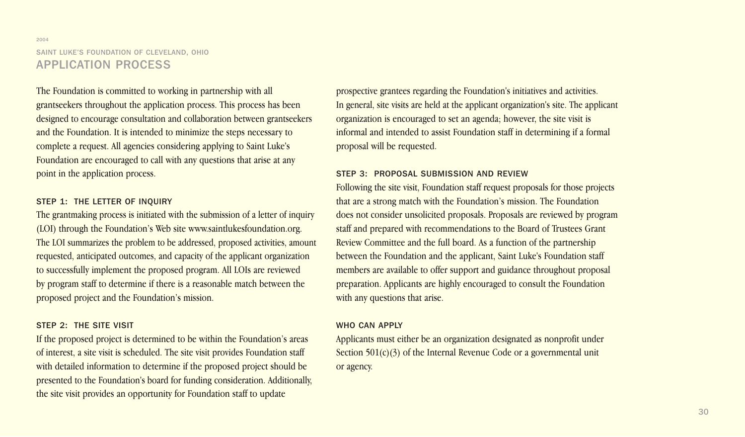2004

SAINT LUKE'S FOUNDATION OF CLEVELAND, OHIO

# APPLICATION PROCESS

The Foundation is committed to working in partnership with all grantseekers throughout the application process. This process has been designed to encourage consultation and collaboration between grantseekers and the Foundation. It is intended to minimize the steps necessary to complete a request. All agencies considering applying to Saint Luke's Foundation are encouraged to call with any questions that arise at any point in the application process.

### STEP 1: THE LETTER OF INQUIRY

The grantmaking process is initiated with the submission of a letter of inquiry (LOI) through the Foundation's Web site www.saintlukesfoundation.org. The LOI summarizes the problem to be addressed, proposed activities, amount requested, anticipated outcomes, and capacity of the applicant organization to successfully implement the proposed program. All LOIs are reviewed by program staff to determine if there is a reasonable match between the proposed project and the Foundation's mission.

### STEP 2: THE SITE VISIT

If the proposed project is determined to be within the Foundation's areas of interest, a site visit is scheduled. The site visit provides Foundation staff with detailed information to determine if the proposed project should be presented to the Foundation's board for funding consideration. Additionally, the site visit provides an opportunity for Foundation staff to update prospective grantees regarding the Foundation's initiatives and activities. In general, site visits are held at the applicant organization's site. The applicant organization is encouraged to set an agenda; however, the site visit is informal and intended to assist Foundation staff in determining if a formal proposal will be requested.

### STEP 3: PROPOSAL SUBMISSION AND REVIEW

Following the site visit, Foundation staff request proposals for those projects that are a strong match with the Foundation's mission. The Foundation does not consider unsolicited proposals. Proposals are reviewed by program staff and prepared with recommendations to the Board of Trustees Grant Review Committee and the full board. As a function of the partnership between the Foundation and the applicant, Saint Luke's Foundation staff members are available to offer support and guidance throughout proposal preparation. Applicants are highly encouraged to consult the Foundation with any questions that arise.

### WHO CAN APPLY

Applicants must either be an organization designated as nonprofit under Section 501(c)(3) of the Internal Revenue Code or a governmental unit or agency.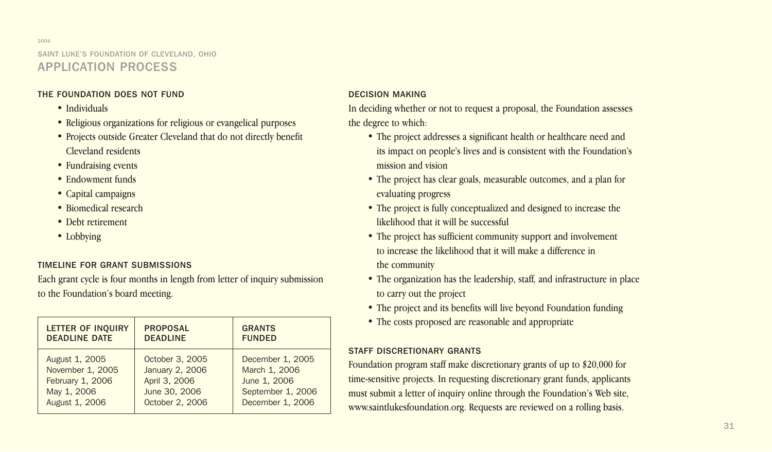2004

SAINT LUKE'S FOUNDATION OF CLEVELAND, OHIO

# APPLICATION PROCESS

## THE FOUNDATION DOES NOT FUND

- Individuals
- Religious organizations for religious or evangelical purposes
- Projects outside Greater Cleveland that do not directly benefit Cleveland residents
- Fundraising events
- Endowment funds
- Capital campaigns
- Biomedical research
- Debt retirement
- Lobbying

## TIMELINE FOR GRANT SUBMISSIONS

Each grant cycle is four months in length from letter of inquiry submission to the Foundation's board meeting.

| LETTER OF INQUIRY DEADLINE DATE | PROPOSAL DEADLINE | GRANTS FUNDED |
|---|---|---|
| August 1, 2005 | October 3, 2005 | December 1, 2005 |
| November 1, 2005 | January 2, 2006 | March 1, 2006 |
| February 1, 2006 | April 3, 2006 | June 1, 2006 |
| May 1, 2006 | June 30, 2006 | September 1, 2006 |
| August 1, 2006 | October 2, 2006 | December 1, 2006 |

## DECISION MAKING

In deciding whether or not to request a proposal, the Foundation assesses the degree to which:

- The project addresses a significant health or healthcare need and its impact on people's lives and is consistent with the Foundation's mission and vision
- The project has clear goals, measurable outcomes, and a plan for evaluating progress
- The project is fully conceptualized and designed to increase the likelihood that it will be successful
- The project has sufficient community support and involvement to increase the likelihood that it will make a difference in the community
- The organization has the leadership, staff, and infrastructure in place to carry out the project
- The project and its benefits will live beyond Foundation funding
- The costs proposed are reasonable and appropriate

## STAFF DISCRETIONARY GRANTS

Foundation program staff make discretionary grants of up to $20,000 for time-sensitive projects. In requesting discretionary grant funds, applicants must submit a letter of inquiry online through the Foundation's Web site, www.saintlukesfoundation.org. Requests are reviewed on a rolling basis.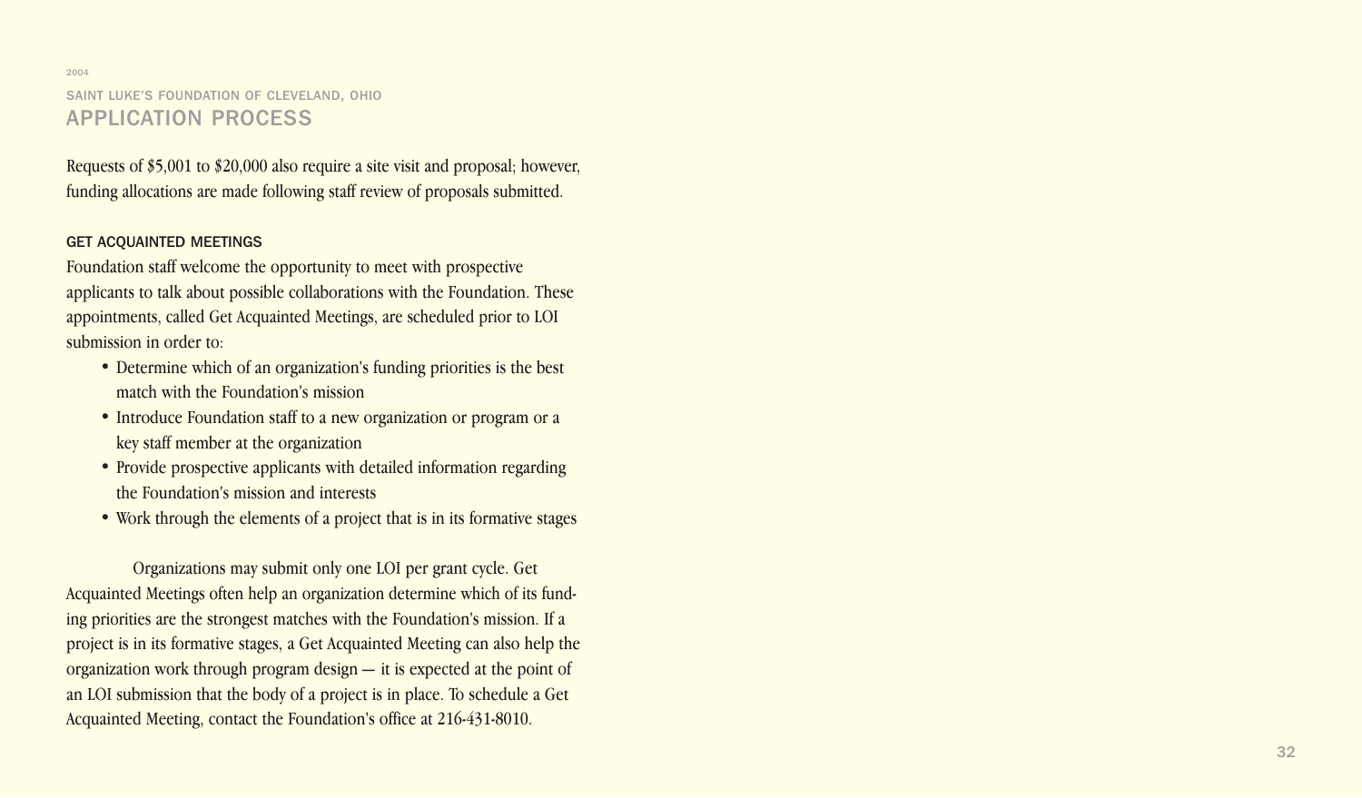Requests of $5,001 to $20,000 also require a site visit and proposal; however, funding allocations are made following staff review of proposals submitted.

### GET ACQUAINTED MEETINGS

Foundation staff welcome the opportunity to meet with prospective applicants to talk about possible collaborations with the Foundation. These appointments, called Get Acquainted Meetings, are scheduled prior to LOI submission in order to:

- Determine which of an organization's funding priorities is the best match with the Foundation's mission
- Introduce Foundation staff to a new organization or program or a key staff member at the organization
- Provide prospective applicants with detailed information regarding the Foundation's mission and interests
- Work through the elements of a project that is in its formative stages

Organizations may submit only one LOI per grant cycle. Get Acquainted Meetings often help an organization determine which of its funding priorities are the strongest matches with the Foundation's mission. If a project is in its formative stages, a Get Acquainted Meeting can also help the organization work through program design — it is expected at the point of an LOI submission that the body of a project is in place. To schedule a Get Acquainted Meeting, contact the Foundation's office at 216-431-8010.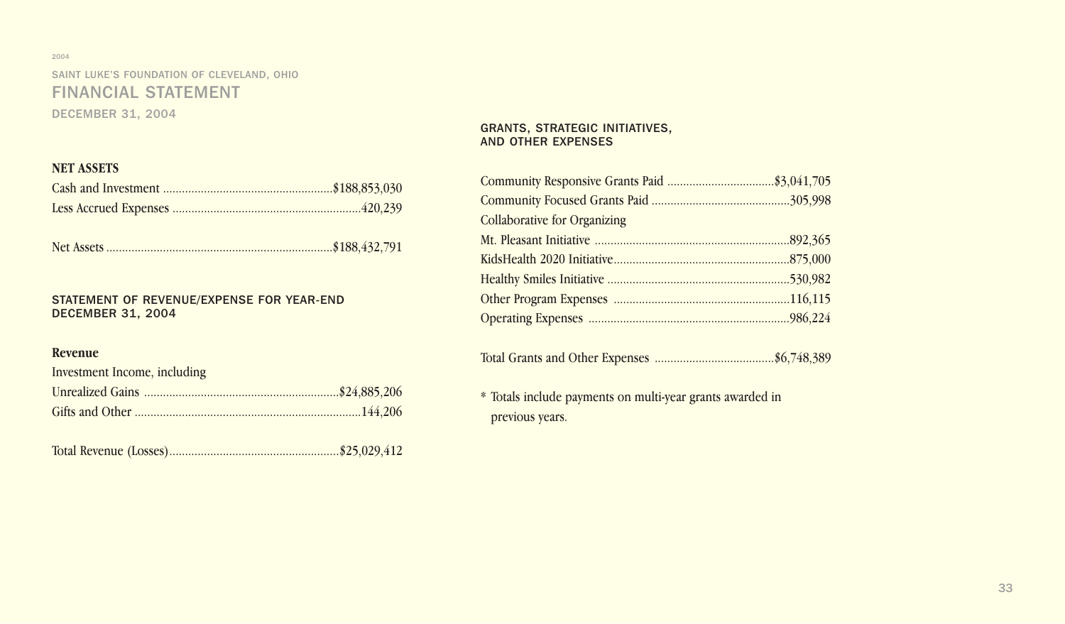2004

SAINT LUKE'S FOUNDATION OF CLEVELAND, OHIO

# FINANCIAL STATEMENT

DECEMBER 31, 2004

## NET ASSETS

| | |
|---|---|
| Cash and Investment | $188,853,030 |
| Less Accrued Expenses | 420,239 |
| Net Assets | $188,432,791 |

## STATEMENT OF REVENUE/EXPENSE FOR YEAR-END DECEMBER 31, 2004

### Revenue

| | |
|---|---|
| Investment Income, including | |
| Unrealized Gains | $24,885,206 |
| Gifts and Other | 144,206 |
| Total Revenue (Losses) | $25,029,412 |

## GRANTS, STRATEGIC INITIATIVES, AND OTHER EXPENSES

| | |
|---|---|
| Community Responsive Grants Paid | $3,041,705 |
| Community Focused Grants Paid | 305,998 |
| Collaborative for Organizing | |
| Mt. Pleasant Initiative | 892,365 |
| KidsHealth 2020 Initiative | 875,000 |
| Healthy Smiles Initiative | 530,982 |
| Other Program Expenses | 116,115 |
| Operating Expenses | 986,224 |
| Total Grants and Other Expenses | $6,748,389 |

* Totals include payments on multi-year grants awarded in previous years.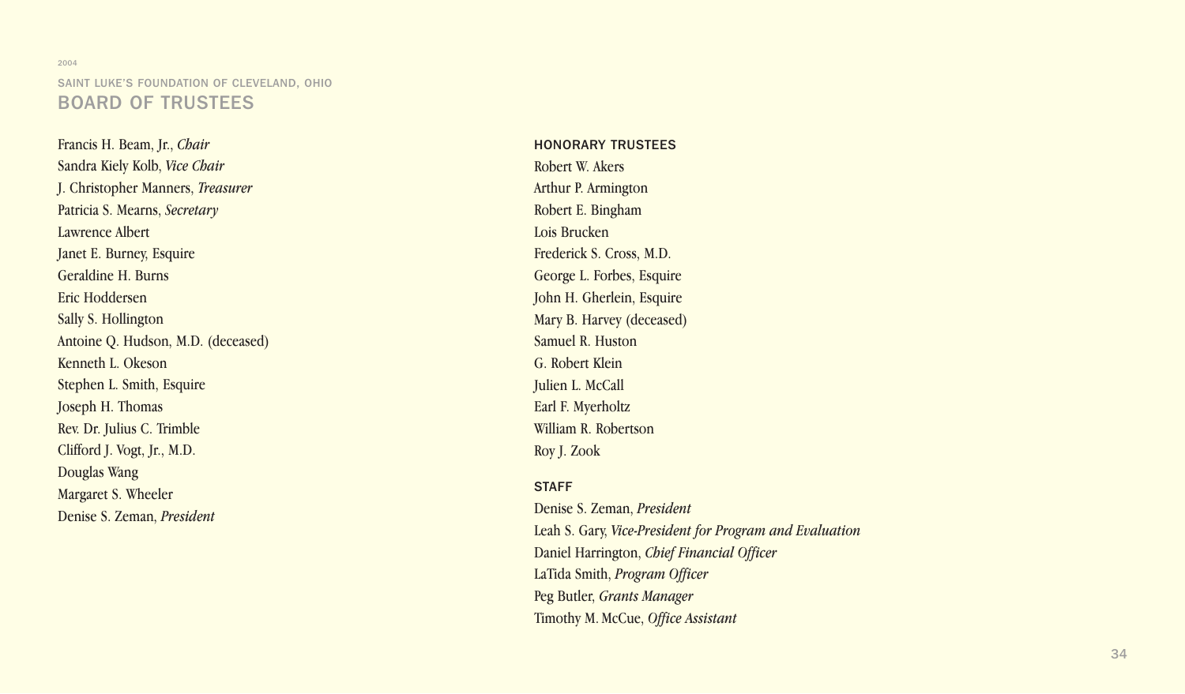2004

SAINT LUKE'S FOUNDATION OF CLEVELAND, OHIO

# BOARD OF TRUSTEES

Francis H. Beam, Jr., *Chair*
Sandra Kiely Kolb, *Vice Chair*
J. Christopher Manners, *Treasurer*
Patricia S. Mearns, *Secretary*
Lawrence Albert
Janet E. Burney, Esquire
Geraldine H. Burns
Eric Hoddersen
Sally S. Hollington
Antoine Q. Hudson, M.D. (deceased)
Kenneth L. Okeson
Stephen L. Smith, Esquire
Joseph H. Thomas
Rev. Dr. Julius C. Trimble
Clifford J. Vogt, Jr., M.D.
Douglas Wang
Margaret S. Wheeler
Denise S. Zeman, *President*

## HONORARY TRUSTEES

Robert W. Akers
Arthur P. Armington
Robert E. Bingham
Lois Brucken
Frederick S. Cross, M.D.
George L. Forbes, Esquire
John H. Gherlein, Esquire
Mary B. Harvey (deceased)
Samuel R. Huston
G. Robert Klein
Julien L. McCall
Earl F. Myerholtz
William R. Robertson
Roy J. Zook

## STAFF

Denise S. Zeman, *President*
Leah S. Gary, *Vice-President for Program and Evaluation*
Daniel Harrington, *Chief Financial Officer*
LaTida Smith, *Program Officer*
Peg Butler, *Grants Manager*
Timothy M. McCue, *Office Assistant*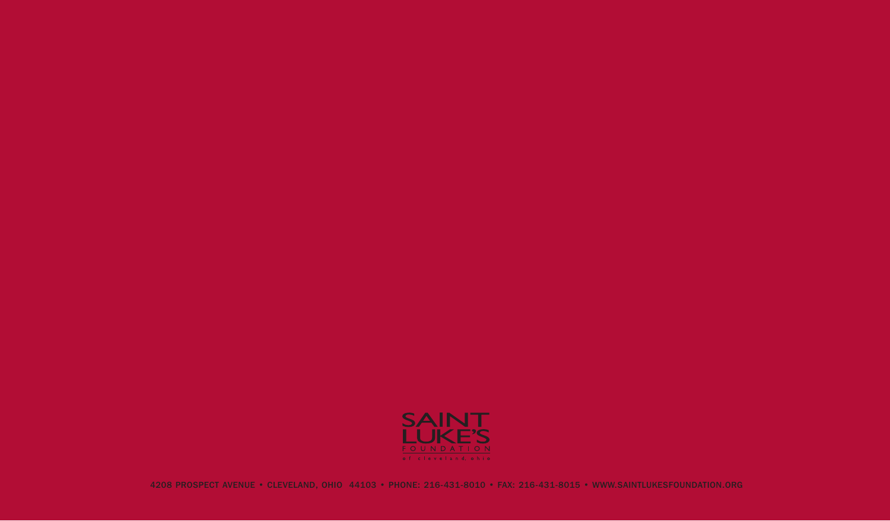SAINT LUKE'S
FOUNDATION
of cleveland, ohio

4208 PROSPECT AVENUE • CLEVELAND, OHIO 44103 • PHONE: 216-431-8010 • FAX: 216-431-8015 • WWW.SAINTLUKESFOUNDATION.ORG